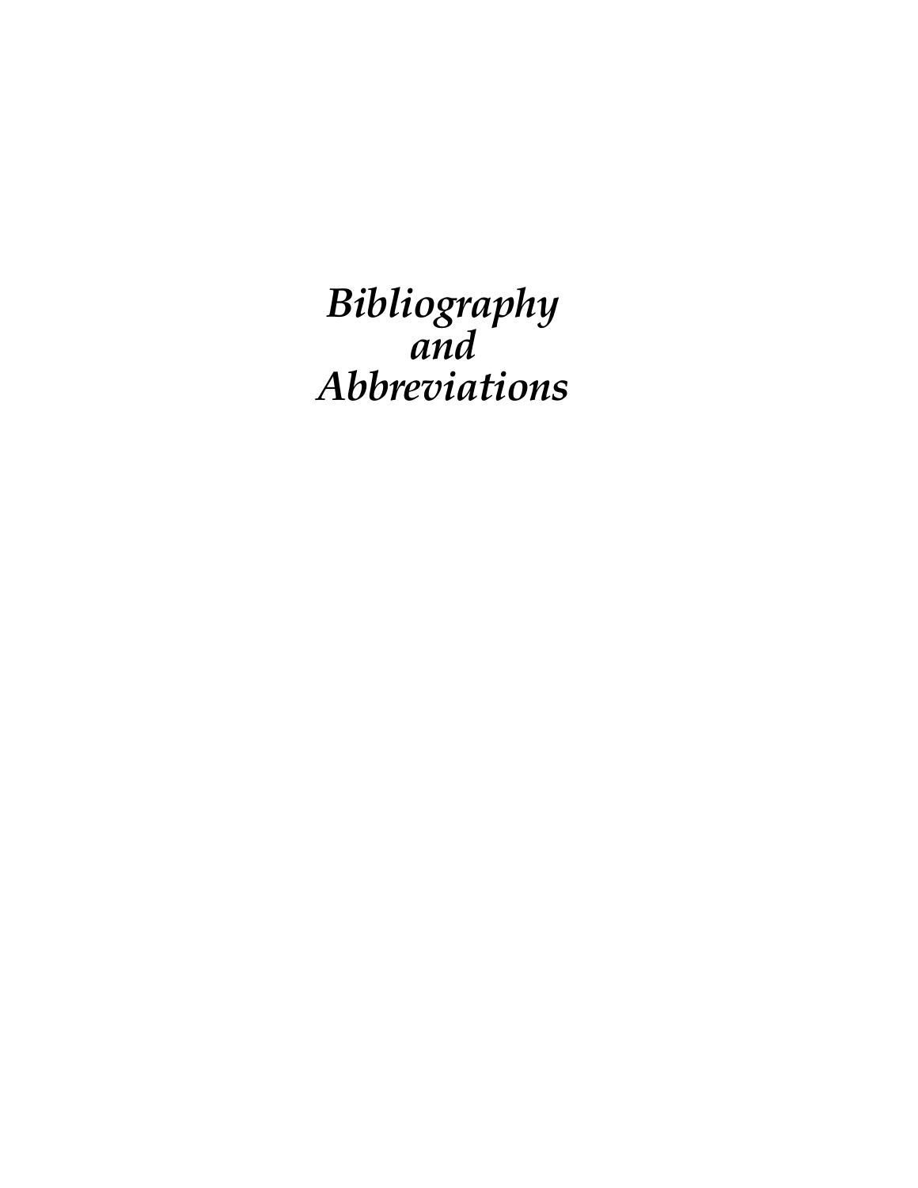# *Bibliography and Abbreviations*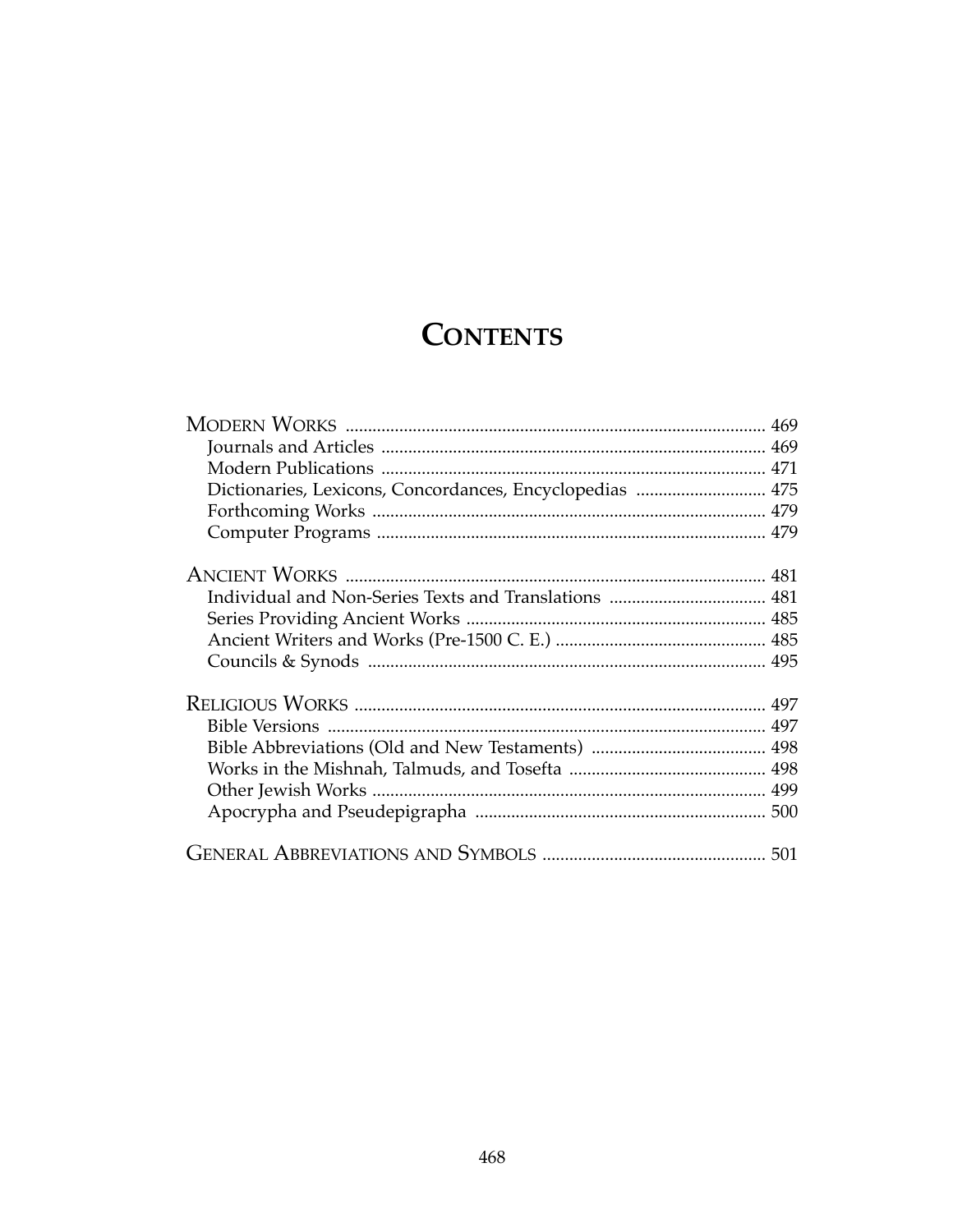# Contents

Modern Works .............................................................................................. 469

- Journals and Articles ...................................................................................... 469
- Modern Publications ...................................................................................... 471
- Dictionaries, Lexicons, Concordances, Encyclopedias ............................. 475
- Forthcoming Works ........................................................................................ 479
- Computer Programs ....................................................................................... 479

Ancient Works .............................................................................................. 481

- Individual and Non-Series Texts and Translations .................................... 481
- Series Providing Ancient Works ................................................................... 485
- Ancient Writers and Works (Pre-1500 C. E.) ............................................... 485
- Councils & Synods ......................................................................................... 495

Religious Works ............................................................................................ 497

- Bible Versions .................................................................................................. 497
- Bible Abbreviations (Old and New Testaments) ........................................ 498
- Works in the Mishnah, Talmuds, and Tosefta ............................................ 498
- Other Jewish Works ........................................................................................ 499
- Apocrypha and Pseudepigrapha .................................................................. 500

General Abbreviations and Symbols .................................................. 501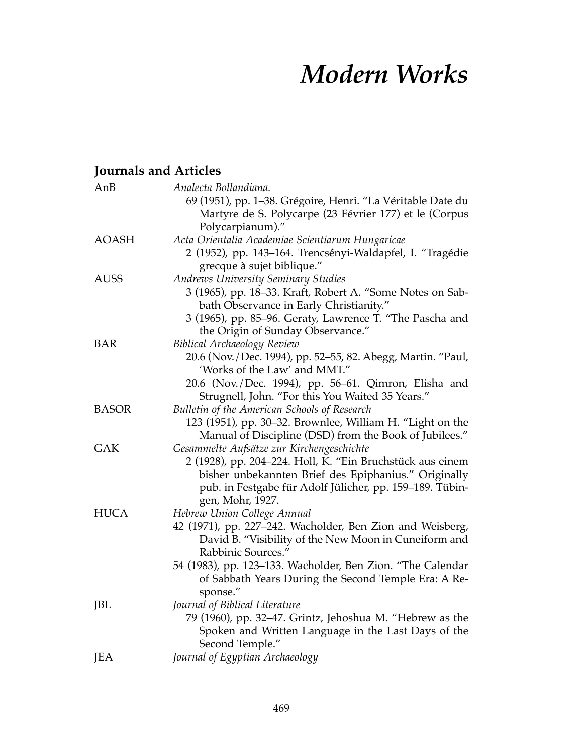# *Modern Works*

## Journals and Articles

AnB — *Analecta Bollandiana.*

69 (1951), pp. 1–38. Grégoire, Henri. "La Véritable Date du Martyre de S. Polycarpe (23 Février 177) et le (Corpus Polycarpianum)."

AOASH — *Acta Orientalia Academiae Scientiarum Hungaricae*

2 (1952), pp. 143–164. Trencsényi-Waldapfel, I. "Tragédie grecque à sujet biblique."

AUSS — *Andrews University Seminary Studies*

3 (1965), pp. 18–33. Kraft, Robert A. "Some Notes on Sabbath Observance in Early Christianity."

3 (1965), pp. 85–96. Geraty, Lawrence T. "The Pascha and the Origin of Sunday Observance."

BAR — *Biblical Archaeology Review*

20.6 (Nov./Dec. 1994), pp. 52–55, 82. Abegg, Martin. "Paul, 'Works of the Law' and MMT."

20.6 (Nov./Dec. 1994), pp. 56–61. Qimron, Elisha and Strugnell, John. "For this You Waited 35 Years."

BASOR — *Bulletin of the American Schools of Research*

123 (1951), pp. 30–32. Brownlee, William H. "Light on the Manual of Discipline (DSD) from the Book of Jubilees."

GAK — *Gesammelte Aufsätze zur Kirchengeschichte*

2 (1928), pp. 204–224. Holl, K. "Ein Bruchstück aus einem bisher unbekannten Brief des Epiphanius." Originally pub. in Festgabe für Adolf Jülicher, pp. 159–189. Tübingen, Mohr, 1927.

HUCA — *Hebrew Union College Annual*

42 (1971), pp. 227–242. Wacholder, Ben Zion and Weisberg, David B. "Visibility of the New Moon in Cuneiform and Rabbinic Sources."

54 (1983), pp. 123–133. Wacholder, Ben Zion. "The Calendar of Sabbath Years During the Second Temple Era: A Response."

JBL — *Journal of Biblical Literature*

79 (1960), pp. 32–47. Grintz, Jehoshua M. "Hebrew as the Spoken and Written Language in the Last Days of the Second Temple."

JEA — *Journal of Egyptian Archaeology*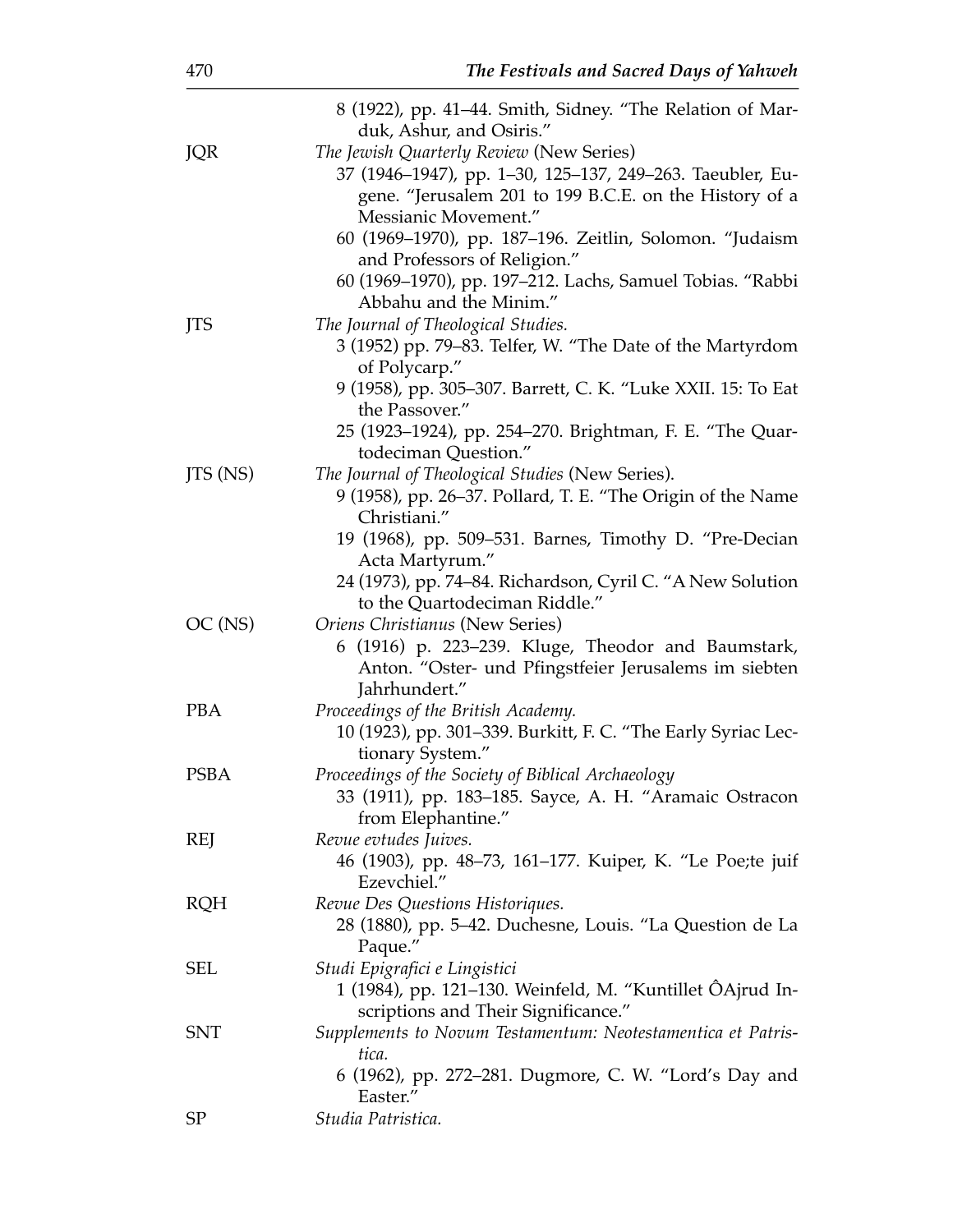8 (1922), pp. 41–44. Smith, Sidney. "The Relation of Marduk, Ashur, and Osiris."

JQR — *The Jewish Quarterly Review* (New Series)

- 37 (1946–1947), pp. 1–30, 125–137, 249–263. Taeubler, Eugene. "Jerusalem 201 to 199 B.C.E. on the History of a Messianic Movement."
- 60 (1969–1970), pp. 187–196. Zeitlin, Solomon. "Judaism and Professors of Religion."
- 60 (1969–1970), pp. 197–212. Lachs, Samuel Tobias. "Rabbi Abbahu and the Minim."

JTS — *The Journal of Theological Studies.*

- 3 (1952) pp. 79–83. Telfer, W. "The Date of the Martyrdom of Polycarp."
- 9 (1958), pp. 305–307. Barrett, C. K. "Luke XXII. 15: To Eat the Passover."
- 25 (1923–1924), pp. 254–270. Brightman, F. E. "The Quartodeciman Question."

JTS (NS) — *The Journal of Theological Studies* (New Series).

- 9 (1958), pp. 26–37. Pollard, T. E. "The Origin of the Name Christiani."
- 19 (1968), pp. 509–531. Barnes, Timothy D. "Pre-Decian Acta Martyrum."
- 24 (1973), pp. 74–84. Richardson, Cyril C. "A New Solution to the Quartodeciman Riddle."

OC (NS) — *Oriens Christianus* (New Series)

- 6 (1916) p. 223–239. Kluge, Theodor and Baumstark, Anton. "Oster- und Pfingstfeier Jerusalems im siebten Jahrhundert."

PBA — *Proceedings of the British Academy.*

- 10 (1923), pp. 301–339. Burkitt, F. C. "The Early Syriac Lectionary System."

PSBA — *Proceedings of the Society of Biblical Archaeology*

- 33 (1911), pp. 183–185. Sayce, A. H. "Aramaic Ostracon from Elephantine."

REJ — *Revue evtudes Juives.*

- 46 (1903), pp. 48–73, 161–177. Kuiper, K. "Le Poe;te juif Ezevchiel."

RQH — *Revue Des Questions Historiques.*

- 28 (1880), pp. 5–42. Duchesne, Louis. "La Question de La Paque."

SEL — *Studi Epigrafici e Lingistici*

- 1 (1984), pp. 121–130. Weinfeld, M. "Kuntillet ÔAjrud Inscriptions and Their Significance."

SNT — *Supplements to Novum Testamentum: Neotestamentica et Patristica.*

- 6 (1962), pp. 272–281. Dugmore, C. W. "Lord's Day and Easter."

SP — *Studia Patristica.*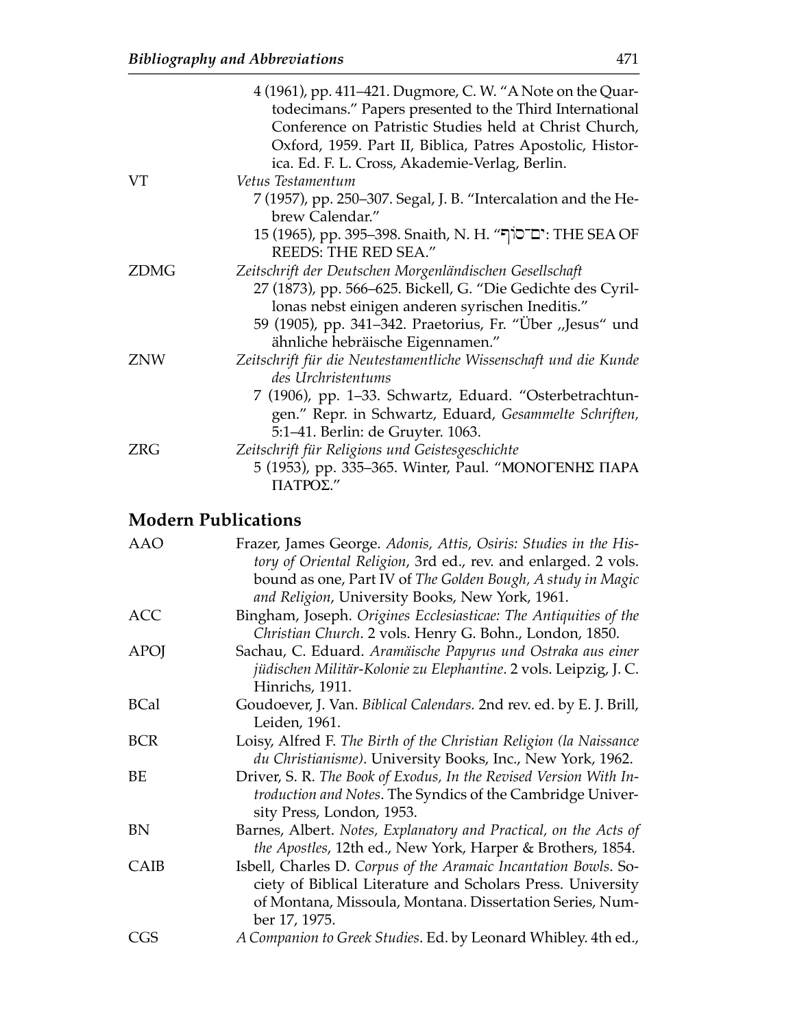| | |
|---|---|
| | 4 (1961), pp. 411–421. Dugmore, C. W. "A Note on the Quartodecimans." Papers presented to the Third International Conference on Patristic Studies held at Christ Church, Oxford, 1959. Part II, Biblica, Patres Apostolic, Historica. Ed. F. L. Cross, Akademie-Verlag, Berlin. |
| VT | *Vetus Testamentum* |
| | 7 (1957), pp. 250–307. Segal, J. B. "Intercalation and the Hebrew Calendar." |
| | 15 (1965), pp. 395–398. Snaith, N. H. "יַם־סוּף: THE SEA OF REEDS: THE RED SEA." |
| ZDMG | *Zeitschrift der Deutschen Morgenländischen Gesellschaft* |
| | 27 (1873), pp. 566–625. Bickell, G. "Die Gedichte des Cyrillonas nebst einigen anderen syrischen Ineditis." |
| | 59 (1905), pp. 341–342. Praetorius, Fr. "Über „Jesus" und ähnliche hebräische Eigennamen." |
| ZNW | *Zeitschrift für die Neutestamentliche Wissenschaft und die Kunde des Urchristentums* |
| | 7 (1906), pp. 1–33. Schwartz, Eduard. "Osterbetrachtungen." Repr. in Schwartz, Eduard, *Gesammelte Schriften,* 5:1–41. Berlin: de Gruyter. 1063. |
| ZRG | *Zeitschrift für Religions und Geistesgeschichte* |
| | 5 (1953), pp. 335–365. Winter, Paul. "ΜΟΝΟΓΕΝΗΣ ΠΑΡΑ ΠΑΤΡΟΣ." |

## Modern Publications

| | |
|---|---|
| AAO | Frazer, James George. *Adonis, Attis, Osiris: Studies in the History of Oriental Religion*, 3rd ed., rev. and enlarged. 2 vols. bound as one, Part IV of *The Golden Bough, A study in Magic and Religion*, University Books, New York, 1961. |
| ACC | Bingham, Joseph. *Origines Ecclesiasticae: The Antiquities of the Christian Church*. 2 vols. Henry G. Bohn., London, 1850. |
| APOJ | Sachau, C. Eduard. *Aramäische Papyrus und Ostraka aus einer jüdischen Militär-Kolonie zu Elephantine*. 2 vols. Leipzig, J. C. Hinrichs, 1911. |
| BCal | Goudoever, J. Van. *Biblical Calendars.* 2nd rev. ed. by E. J. Brill, Leiden, 1961. |
| BCR | Loisy, Alfred F. *The Birth of the Christian Religion (la Naissance du Christianisme)*. University Books, Inc., New York, 1962. |
| BE | Driver, S. R. *The Book of Exodus, In the Revised Version With Introduction and Notes*. The Syndics of the Cambridge University Press, London, 1953. |
| BN | Barnes, Albert. *Notes, Explanatory and Practical, on the Acts of the Apostles*, 12th ed., New York, Harper & Brothers, 1854. |
| CAIB | Isbell, Charles D. *Corpus of the Aramaic Incantation Bowls*. Society of Biblical Literature and Scholars Press. University of Montana, Missoula, Montana. Dissertation Series, Number 17, 1975. |
| CGS | *A Companion to Greek Studies*. Ed. by Leonard Whibley. 4th ed., |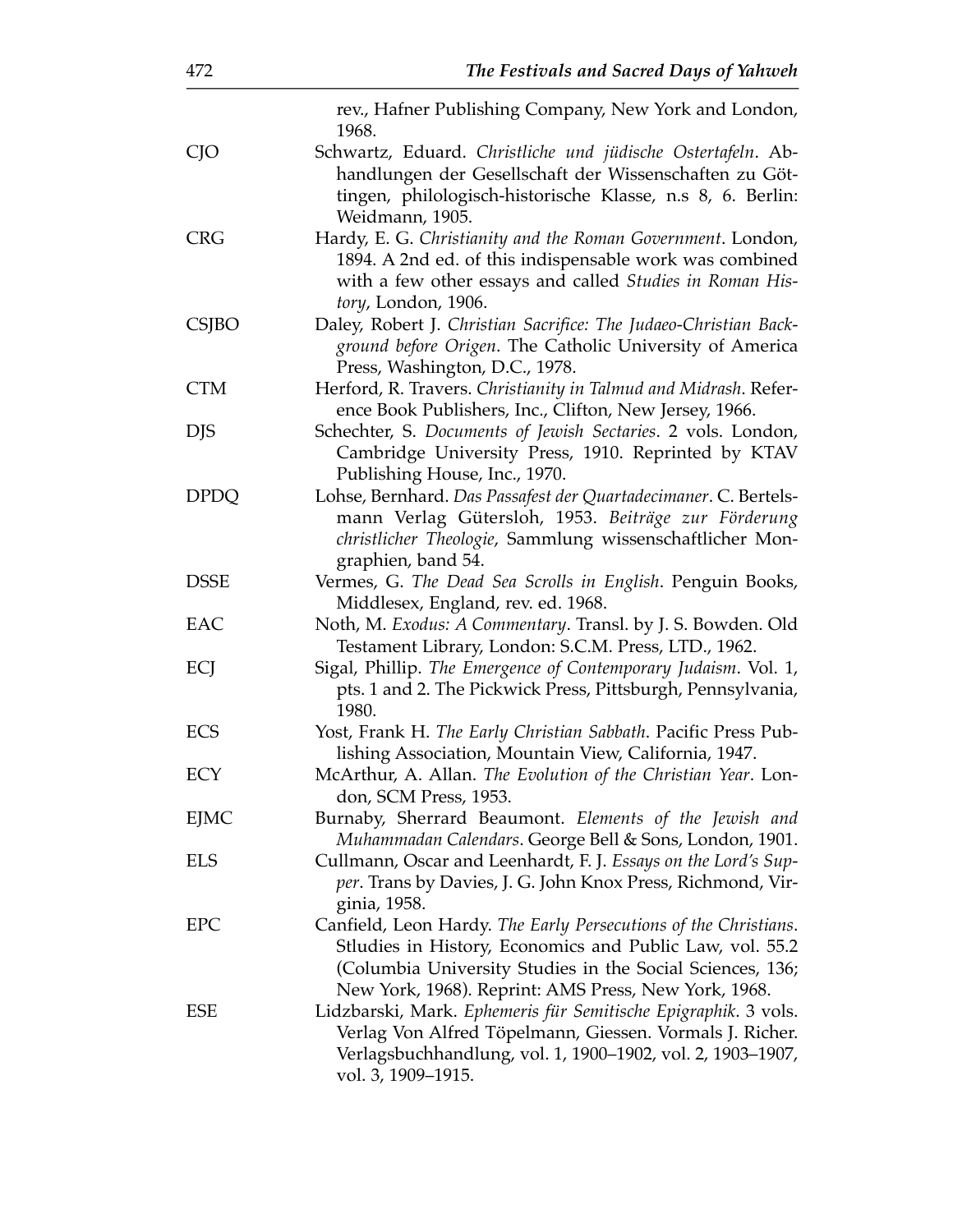rev., Hafner Publishing Company, New York and London, 1968.

CJO Schwartz, Eduard. *Christliche und jüdische Ostertafeln*. Abhandlungen der Gesellschaft der Wissenschaften zu Göttingen, philologisch-historische Klasse, n.s 8, 6. Berlin: Weidmann, 1905.

CRG Hardy, E. G. *Christianity and the Roman Government*. London, 1894. A 2nd ed. of this indispensable work was combined with a few other essays and called *Studies in Roman History*, London, 1906.

CSJBO Daley, Robert J. *Christian Sacrifice: The Judaeo-Christian Background before Origen*. The Catholic University of America Press, Washington, D.C., 1978.

CTM Herford, R. Travers. *Christianity in Talmud and Midrash*. Reference Book Publishers, Inc., Clifton, New Jersey, 1966.

DJS Schechter, S. *Documents of Jewish Sectaries*. 2 vols. London, Cambridge University Press, 1910. Reprinted by KTAV Publishing House, Inc., 1970.

DPDQ Lohse, Bernhard. *Das Passafest der Quartadecimaner*. C. Bertelsmann Verlag Gütersloh, 1953. *Beiträge zur Förderung christlicher Theologie*, Sammlung wissenschaftlicher Mongraphien, band 54.

DSSE Vermes, G. *The Dead Sea Scrolls in English*. Penguin Books, Middlesex, England, rev. ed. 1968.

EAC Noth, M. *Exodus: A Commentary*. Transl. by J. S. Bowden. Old Testament Library, London: S.C.M. Press, LTD., 1962.

ECJ Sigal, Phillip. *The Emergence of Contemporary Judaism*. Vol. 1, pts. 1 and 2. The Pickwick Press, Pittsburgh, Pennsylvania, 1980.

ECS Yost, Frank H. *The Early Christian Sabbath*. Pacific Press Publishing Association, Mountain View, California, 1947.

ECY McArthur, A. Allan. *The Evolution of the Christian Year*. London, SCM Press, 1953.

EJMC Burnaby, Sherrard Beaumont. *Elements of the Jewish and Muhammadan Calendars*. George Bell & Sons, London, 1901.

ELS Cullmann, Oscar and Leenhardt, F. J. *Essays on the Lord's Supper*. Trans by Davies, J. G. John Knox Press, Richmond, Virginia, 1958.

EPC Canfield, Leon Hardy. *The Early Persecutions of the Christians*. Stludies in History, Economics and Public Law, vol. 55.2 (Columbia University Studies in the Social Sciences, 136; New York, 1968). Reprint: AMS Press, New York, 1968.

ESE Lidzbarski, Mark. *Ephemeris für Semitische Epigraphik*. 3 vols. Verlag Von Alfred Töpelmann, Giessen. Vormals J. Richer. Verlagsbuchhandlung, vol. 1, 1900–1902, vol. 2, 1903–1907, vol. 3, 1909–1915.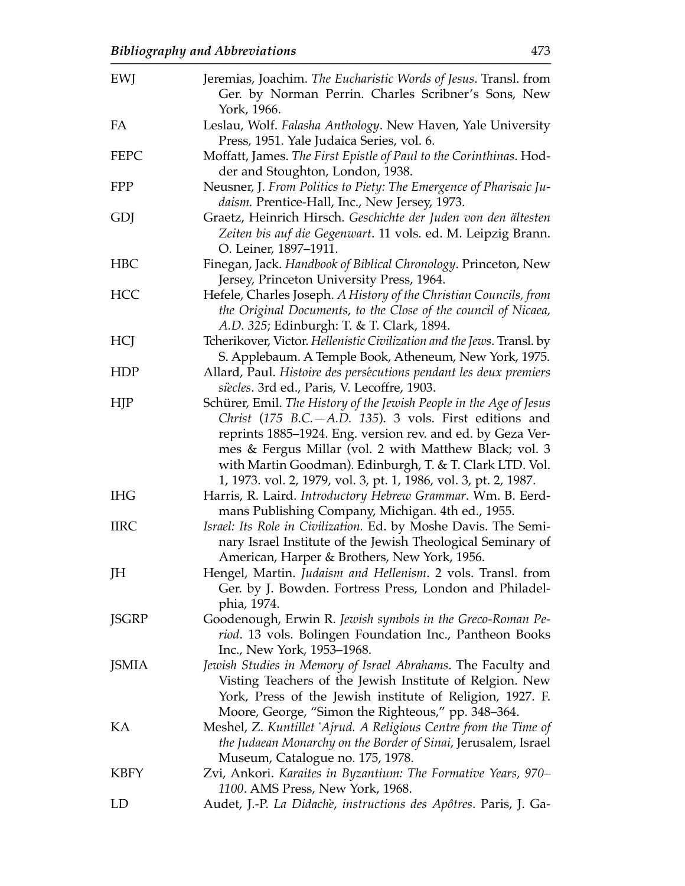| | |
|---|---|
| EWJ | Jeremias, Joachim. *The Eucharistic Words of Jesus*. Transl. from Ger. by Norman Perrin. Charles Scribner's Sons, New York, 1966. |
| FA | Leslau, Wolf. *Falasha Anthology*. New Haven, Yale University Press, 1951. Yale Judaica Series, vol. 6. |
| FEPC | Moffatt, James. *The First Epistle of Paul to the Corinthinas*. Hodder and Stoughton, London, 1938. |
| FPP | Neusner, J. *From Politics to Piety: The Emergence of Pharisaic Judaism.* Prentice-Hall, Inc., New Jersey, 1973. |
| GDJ | Graetz, Heinrich Hirsch. *Geschichte der Juden von den ältesten Zeiten bis auf die Gegenwart*. 11 vols. ed. M. Leipzig Brann. O. Leiner, 1897–1911. |
| HBC | Finegan, Jack. *Handbook of Biblical Chronology*. Princeton, New Jersey, Princeton University Press, 1964. |
| HCC | Hefele, Charles Joseph. *A History of the Christian Councils, from the Original Documents, to the Close of the council of Nicaea, A.D. 325*; Edinburgh: T. & T. Clark, 1894. |
| HCJ | Tcherikover, Victor. *Hellenistic Civilization and the Jews*. Transl. by S. Applebaum. A Temple Book, Atheneum, New York, 1975. |
| HDP | Allard, Paul. *Histoire des persècutions pendant les deux premiers siècles*. 3rd ed., Paris, V. Lecoffre, 1903. |
| HJP | Schürer, Emil. *The History of the Jewish People in the Age of Jesus Christ* (*175 B.C.—A.D. 135*). 3 vols. First editions and reprints 1885–1924. Eng. version rev. and ed. by Geza Vermes & Fergus Millar (vol. 2 with Matthew Black; vol. 3 with Martin Goodman). Edinburgh, T. & T. Clark LTD. Vol. 1, 1973. vol. 2, 1979, vol. 3, pt. 1, 1986, vol. 3, pt. 2, 1987. |
| IHG | Harris, R. Laird. *Introductory Hebrew Grammar*. Wm. B. Eerdmans Publishing Company, Michigan. 4th ed., 1955. |
| IIRC | *Israel: Its Role in Civilization.* Ed. by Moshe Davis. The Seminary Israel Institute of the Jewish Theological Seminary of American, Harper & Brothers, New York, 1956. |
| JH | Hengel, Martin. *Judaism and Hellenism*. 2 vols. Transl. from Ger. by J. Bowden. Fortress Press, London and Philadelphia, 1974. |
| JSGRP | Goodenough, Erwin R. *Jewish symbols in the Greco-Roman Period*. 13 vols. Bolingen Foundation Inc., Pantheon Books Inc., New York, 1953–1968. |
| JSMIA | *Jewish Studies in Memory of Israel Abrahams*. The Faculty and Visting Teachers of the Jewish Institute of Relgion. New York, Press of the Jewish institute of Religion, 1927. F. Moore, George, "Simon the Righteous," pp. 348–364. |
| KA | Meshel, Z. *Kuntillet ʿAjrud. A Religious Centre from the Time of the Judaean Monarchy on the Border of Sinai*, Jerusalem, Israel Museum, Catalogue no. 175, 1978. |
| KBFY | Zvi, Ankori. *Karaites in Byzantium: The Formative Years, 970–1100*. AMS Press, New York, 1968. |
| LD | Audet, J.-P. *La Didachè, instructions des Apôtres*. Paris, J. Ga- |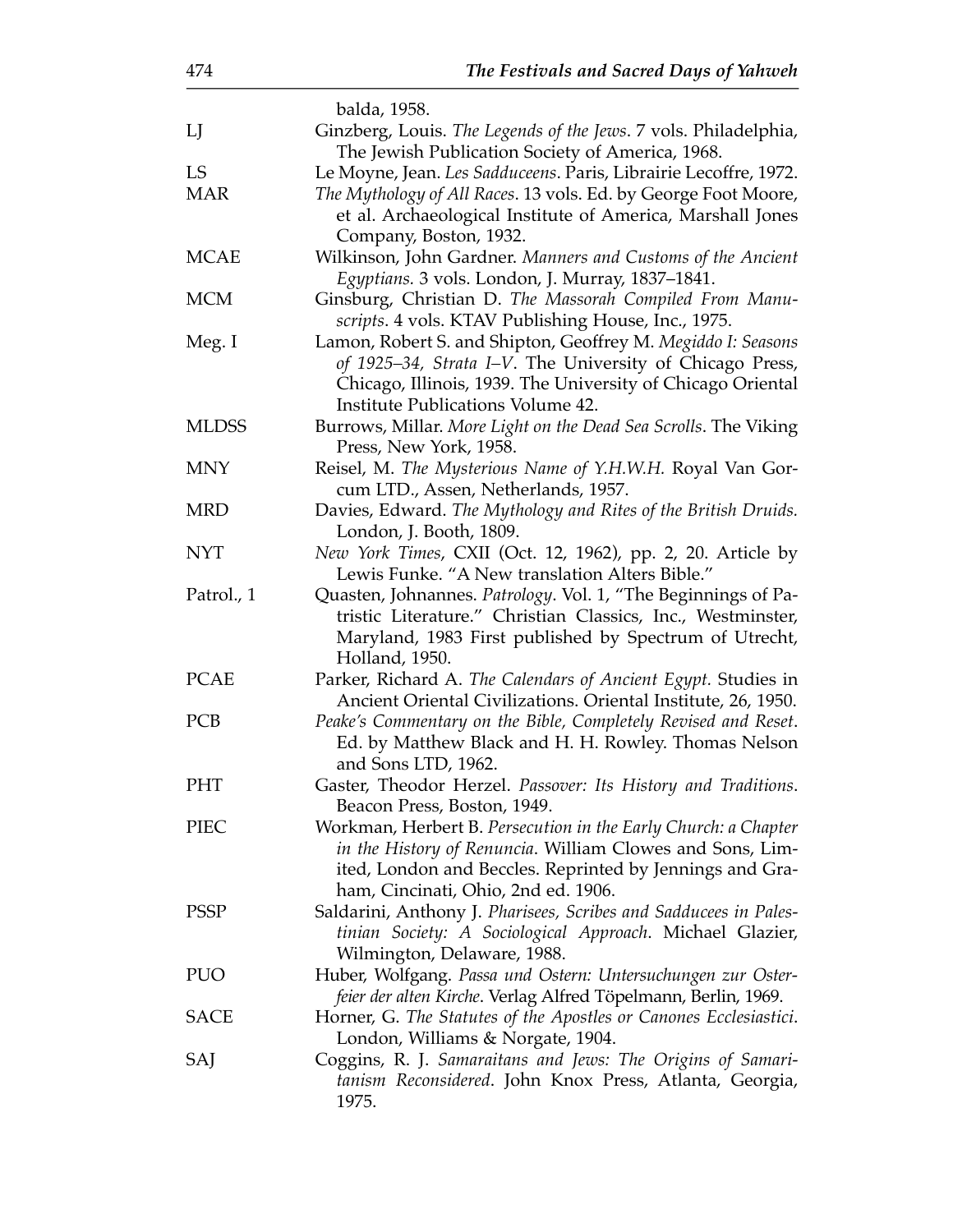| | |
|---|---|
| | balda, 1958. |
| LJ | Ginzberg, Louis. *The Legends of the Jews*. 7 vols. Philadelphia, The Jewish Publication Society of America, 1968. |
| LS | Le Moyne, Jean. *Les Sadduceens*. Paris, Librairie Lecoffre, 1972. |
| MAR | *The Mythology of All Races*. 13 vols. Ed. by George Foot Moore, et al. Archaeological Institute of America, Marshall Jones Company, Boston, 1932. |
| MCAE | Wilkinson, John Gardner. *Manners and Customs of the Ancient Egyptians.* 3 vols. London, J. Murray, 1837–1841. |
| MCM | Ginsburg, Christian D. *The Massorah Compiled From Manuscripts*. 4 vols. KTAV Publishing House, Inc., 1975. |
| Meg. I | Lamon, Robert S. and Shipton, Geoffrey M. *Megiddo I: Seasons of 1925–34, Strata I–V*. The University of Chicago Press, Chicago, Illinois, 1939. The University of Chicago Oriental Institute Publications Volume 42. |
| MLDSS | Burrows, Millar. *More Light on the Dead Sea Scrolls*. The Viking Press, New York, 1958. |
| MNY | Reisel, M. *The Mysterious Name of Y.H.W.H.* Royal Van Gorcum LTD., Assen, Netherlands, 1957. |
| MRD | Davies, Edward. *The Mythology and Rites of the British Druids.* London, J. Booth, 1809. |
| NYT | *New York Times*, CXII (Oct. 12, 1962), pp. 2, 20. Article by Lewis Funke. "A New translation Alters Bible." |
| Patrol., 1 | Quasten, Johannes. *Patrology*. Vol. 1, "The Beginnings of Patristic Literature." Christian Classics, Inc., Westminster, Maryland, 1983 First published by Spectrum of Utrecht, Holland, 1950. |
| PCAE | Parker, Richard A. *The Calendars of Ancient Egypt.* Studies in Ancient Oriental Civilizations. Oriental Institute, 26, 1950. |
| PCB | *Peake's Commentary on the Bible, Completely Revised and Reset*. Ed. by Matthew Black and H. H. Rowley. Thomas Nelson and Sons LTD, 1962. |
| PHT | Gaster, Theodor Herzel. *Passover: Its History and Traditions*. Beacon Press, Boston, 1949. |
| PIEC | Workman, Herbert B. *Persecution in the Early Church: a Chapter in the History of Renuncia*. William Clowes and Sons, Limited, London and Beccles. Reprinted by Jennings and Graham, Cincinati, Ohio, 2nd ed. 1906. |
| PSSP | Saldarini, Anthony J. *Pharisees, Scribes and Sadducees in Palestinian Society: A Sociological Approach*. Michael Glazier, Wilmington, Delaware, 1988. |
| PUO | Huber, Wolfgang. *Passa und Ostern: Untersuchungen zur Osterfeier der alten Kirche*. Verlag Alfred Töpelmann, Berlin, 1969. |
| SACE | Horner, G. *The Statutes of the Apostles or Canones Ecclesiastici*. London, Williams & Norgate, 1904. |
| SAJ | Coggins, R. J. *Samaraitans and Jews: The Origins of Samaritanism Reconsidered*. John Knox Press, Atlanta, Georgia, 1975. |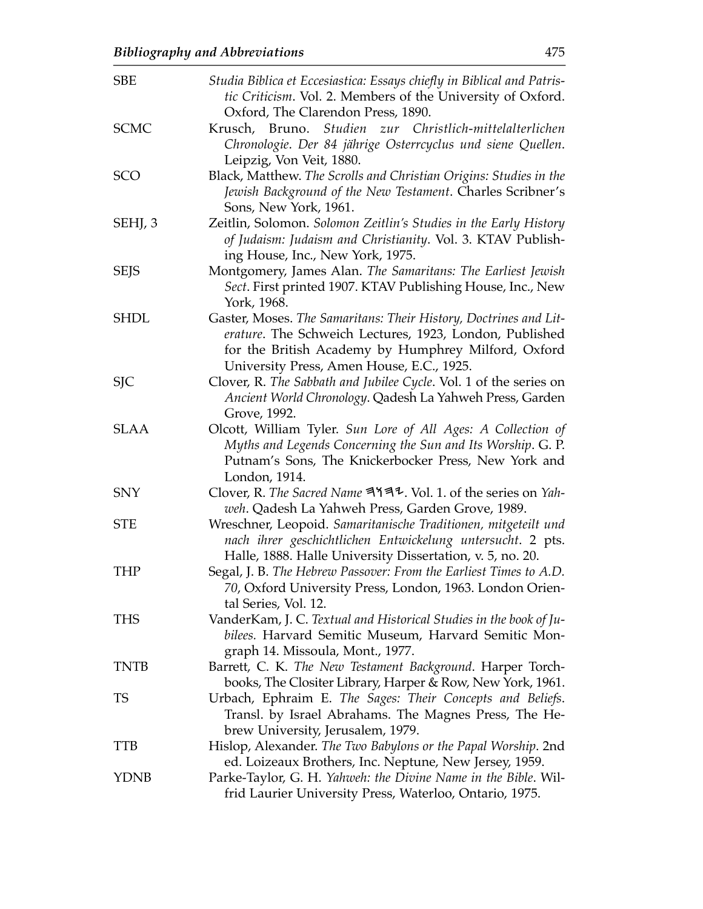| | |
|---|---|
| SBE | *Studia Biblica et Eccesiastica: Essays chiefly in Biblical and Patristic Criticism*. Vol. 2. Members of the University of Oxford. Oxford, The Clarendon Press, 1890. |
| SCMC | Krusch, Bruno. *Studien zur Christlich-mittelalterlichen Chronologie*. *Der 84 jährige Osterrcyclus und siene Quellen*. Leipzig, Von Veit, 1880. |
| SCO | Black, Matthew. *The Scrolls and Christian Origins: Studies in the Jewish Background of the New Testament*. Charles Scribner's Sons, New York, 1961. |
| SEHJ, 3 | Zeitlin, Solomon. *Solomon Zeitlin's Studies in the Early History of Judaism: Judaism and Christianity*. Vol. 3. KTAV Publishing House, Inc., New York, 1975. |
| SEJS | Montgomery, James Alan. *The Samaritans: The Earliest Jewish Sect*. First printed 1907. KTAV Publishing House, Inc., New York, 1968. |
| SHDL | Gaster, Moses. *The Samaritans: Their History, Doctrines and Literature*. The Schweich Lectures, 1923, London, Published for the British Academy by Humphrey Milford, Oxford University Press, Amen House, E.C., 1925. |
| SJC | Clover, R. *The Sabbath and Jubilee Cycle*. Vol. 1 of the series on *Ancient World Chronology*. Qadesh La Yahweh Press, Garden Grove, 1992. |
| SLAA | Olcott, William Tyler. *Sun Lore of All Ages: A Collection of Myths and Legends Concerning the Sun and Its Worship*. G. P. Putnam's Sons, The Knickerbocker Press, New York and London, 1914. |
| SNY | Clover, R. *The Sacred Name* 𐤉𐤄𐤅𐤄. Vol. 1. of the series on *Yahweh*. Qadesh La Yahweh Press, Garden Grove, 1989. |
| STE | Wreschner, Leopoid. *Samaritanische Traditionen, mitgeteilt und nach ihrer geschichtlichen Entwickelung untersucht*. 2 pts. Halle, 1888. Halle University Dissertation, v. 5, no. 20. |
| THP | Segal, J. B. *The Hebrew Passover: From the Earliest Times to A.D. 70*, Oxford University Press, London, 1963. London Oriental Series, Vol. 12. |
| THS | VanderKam, J. C. *Textual and Historical Studies in the book of Jubilees*. Harvard Semitic Museum, Harvard Semitic Mongraph 14. Missoula, Mont., 1977. |
| TNTB | Barrett, C. K. *The New Testament Background*. Harper Torchbooks, The Clositer Library, Harper & Row, New York, 1961. |
| TS | Urbach, Ephraim E. *The Sages: Their Concepts and Beliefs*. Transl. by Israel Abrahams. The Magnes Press, The Hebrew University, Jerusalem, 1979. |
| TTB | Hislop, Alexander. *The Two Babylons or the Papal Worship*. 2nd ed. Loizeaux Brothers, Inc. Neptune, New Jersey, 1959. |
| YDNB | Parke-Taylor, G. H. *Yahweh: the Divine Name in the Bible*. Wilfrid Laurier University Press, Waterloo, Ontario, 1975. |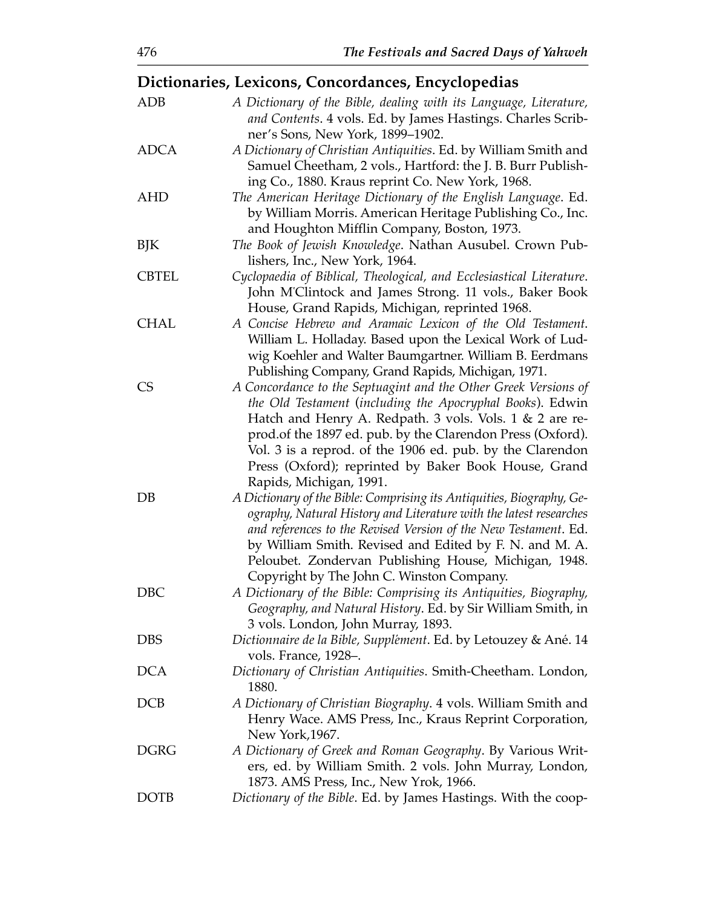## Dictionaries, Lexicons, Concordances, Encyclopedias

| | |
|---|---|
| ADB | *A Dictionary of the Bible, dealing with its Language, Literature, and Contents*. 4 vols. Ed. by James Hastings. Charles Scribner's Sons, New York, 1899–1902. |
| ADCA | *A Dictionary of Christian Antiquities*. Ed. by William Smith and Samuel Cheetham, 2 vols., Hartford: the J. B. Burr Publishing Co., 1880. Kraus reprint Co. New York, 1968. |
| AHD | *The American Heritage Dictionary of the English Language*. Ed. by William Morris. American Heritage Publishing Co., Inc. and Houghton Mifflin Company, Boston, 1973. |
| BJK | *The Book of Jewish Knowledge*. Nathan Ausubel. Crown Publishers, Inc., New York, 1964. |
| CBTEL | *Cyclopaedia of Biblical, Theological, and Ecclesiastical Literature*. John M'Clintock and James Strong. 11 vols., Baker Book House, Grand Rapids, Michigan, reprinted 1968. |
| CHAL | *A Concise Hebrew and Aramaic Lexicon of the Old Testament*. William L. Holladay. Based upon the Lexical Work of Ludwig Koehler and Walter Baumgartner. William B. Eerdmans Publishing Company, Grand Rapids, Michigan, 1971. |
| CS | *A Concordance to the Septuagint and the Other Greek Versions of the Old Testament* (*including the Apocryphal Books*). Edwin Hatch and Henry A. Redpath. 3 vols. Vols. 1 & 2 are reprod.of the 1897 ed. pub. by the Clarendon Press (Oxford). Vol. 3 is a reprod. of the 1906 ed. pub. by the Clarendon Press (Oxford); reprinted by Baker Book House, Grand Rapids, Michigan, 1991. |
| DB | *A Dictionary of the Bible: Comprising its Antiquities, Biography, Geography, Natural History and Literature with the latest researches and references to the Revised Version of the New Testament*. Ed. by William Smith. Revised and Edited by F. N. and M. A. Peloubet. Zondervan Publishing House, Michigan, 1948. Copyright by The John C. Winston Company. |
| DBC | *A Dictionary of the Bible: Comprising its Antiquities, Biography, Geography, and Natural History*. Ed. by Sir William Smith, in 3 vols. London, John Murray, 1893. |
| DBS | *Dictionnaire de la Bible, Supplément*. Ed. by Letouzey & Ané. 14 vols. France, 1928–. |
| DCA | *Dictionary of Christian Antiquities*. Smith-Cheetham. London, 1880. |
| DCB | *A Dictionary of Christian Biography*. 4 vols. William Smith and Henry Wace. AMS Press, Inc., Kraus Reprint Corporation, New York,1967. |
| DGRG | *A Dictionary of Greek and Roman Geography*. By Various Writers, ed. by William Smith. 2 vols. John Murray, London, 1873. AMS Press, Inc., New Yrok, 1966. |
| DOTB | *Dictionary of the Bible*. Ed. by James Hastings. With the coop- |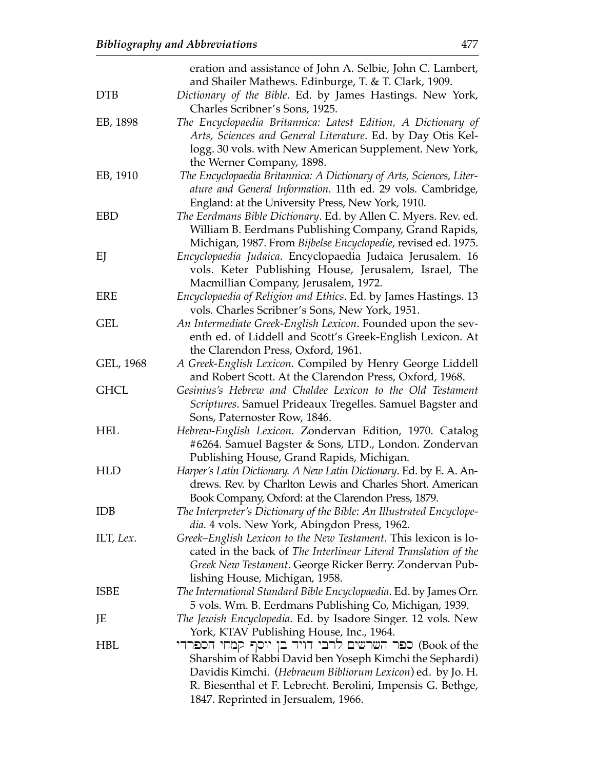eration and assistance of John A. Selbie, John C. Lambert, and Shailer Mathews. Edinburge, T. & T. Clark, 1909.

DTB — *Dictionary of the Bible*. Ed. by James Hastings. New York, Charles Scribner's Sons, 1925.

EB, 1898 — *The Encyclopaedia Britannica: Latest Edition, A Dictionary of Arts, Sciences and General Literature*. Ed. by Day Otis Kellogg. 30 vols. with New American Supplement. New York, the Werner Company, 1898.

EB, 1910 — *The Encyclopaedia Britannica: A Dictionary of Arts, Sciences, Literature and General Information*. 11th ed. 29 vols. Cambridge, England: at the University Press, New York, 1910.

EBD — *The Eerdmans Bible Dictionary*. Ed. by Allen C. Myers. Rev. ed. William B. Eerdmans Publishing Company, Grand Rapids, Michigan, 1987. From *Bijbelse Encyclopedie*, revised ed. 1975.

EJ — *Encyclopaedia Judaica*. Encyclopaedia Judaica Jerusalem. 16 vols. Keter Publishing House, Jerusalem, Israel, The Macmillian Company, Jerusalem, 1972.

ERE — *Encyclopaedia of Religion and Ethics*. Ed. by James Hastings. 13 vols. Charles Scribner's Sons, New York, 1951.

GEL — *An Intermediate Greek-English Lexicon*. Founded upon the seventh ed. of Liddell and Scott's Greek-English Lexicon. At the Clarendon Press, Oxford, 1961.

GEL, 1968 — *A Greek-English Lexicon*. Compiled by Henry George Liddell and Robert Scott. At the Clarendon Press, Oxford, 1968.

GHCL — *Gesinius's Hebrew and Chaldee Lexicon to the Old Testament Scriptures*. Samuel Prideaux Tregelles. Samuel Bagster and Sons, Paternoster Row, 1846.

HEL — *Hebrew-English Lexicon*. Zondervan Edition, 1970. Catalog #6264. Samuel Bagster & Sons, LTD., London. Zondervan Publishing House, Grand Rapids, Michigan.

HLD — *Harper's Latin Dictionary. A New Latin Dictionary*. Ed. by E. A. Andrews. Rev. by Charlton Lewis and Charles Short. American Book Company, Oxford: at the Clarendon Press, 1879.

IDB — *The Interpreter's Dictionary of the Bible: An Illustrated Encyclopedia*. 4 vols. New York, Abingdon Press, 1962.

ILT, *Lex*. — *Greek–English Lexicon to the New Testament*. This lexicon is located in the back of *The Interlinear Literal Translation of the Greek New Testament*. George Ricker Berry. Zondervan Publishing House, Michigan, 1958.

ISBE — *The International Standard Bible Encyclopaedia*. Ed. by James Orr. 5 vols. Wm. B. Eerdmans Publishing Co, Michigan, 1939.

JE — *The Jewish Encyclopedia*. Ed. by Isadore Singer. 12 vols. New York, KTAV Publishing House, Inc., 1964.

HBL — ספר השרשים לרבי דויד בן יוסף קמחי הספרדי (Book of the Sharshim of Rabbi David ben Yoseph Kimchi the Sephardi) Davidis Kimchi. (*Hebraeum Bibliorum Lexicon*) ed. by Jo. H. R. Biesenthal et F. Lebrecht. Berolini, Impensis G. Bethge, 1847. Reprinted in Jersualem, 1966.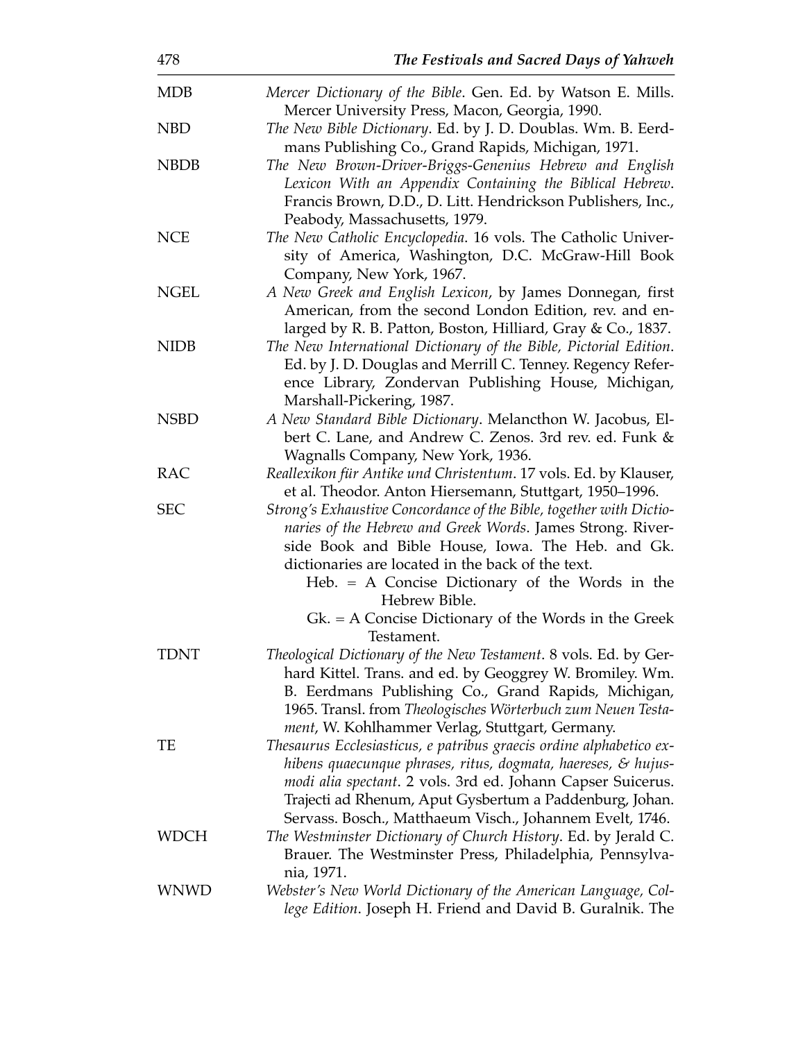| | |
|---|---|
| MDB | *Mercer Dictionary of the Bible*. Gen. Ed. by Watson E. Mills. Mercer University Press, Macon, Georgia, 1990. |
| NBD | *The New Bible Dictionary*. Ed. by J. D. Doublas. Wm. B. Eerdmans Publishing Co., Grand Rapids, Michigan, 1971. |
| NBDB | *The New Brown-Driver-Briggs-Genenius Hebrew and English Lexicon With an Appendix Containing the Biblical Hebrew*. Francis Brown, D.D., D. Litt. Hendrickson Publishers, Inc., Peabody, Massachusetts, 1979. |
| NCE | *The New Catholic Encyclopedia*. 16 vols. The Catholic University of America, Washington, D.C. McGraw-Hill Book Company, New York, 1967. |
| NGEL | *A New Greek and English Lexicon*, by James Donnegan, first American, from the second London Edition, rev. and enlarged by R. B. Patton, Boston, Hilliard, Gray & Co., 1837. |
| NIDB | *The New International Dictionary of the Bible, Pictorial Edition*. Ed. by J. D. Douglas and Merrill C. Tenney. Regency Reference Library, Zondervan Publishing House, Michigan, Marshall-Pickering, 1987. |
| NSBD | *A New Standard Bible Dictionary*. Melancthon W. Jacobus, Elbert C. Lane, and Andrew C. Zenos. 3rd rev. ed. Funk & Wagnalls Company, New York, 1936. |
| RAC | *Reallexikon für Antike und Christentum*. 17 vols. Ed. by Klauser, et al. Theodor. Anton Hiersemann, Stuttgart, 1950–1996. |
| SEC | *Strong's Exhaustive Concordance of the Bible, together with Dictionaries of the Hebrew and Greek Words*. James Strong. Riverside Book and Bible House, Iowa. The Heb. and Gk. dictionaries are located in the back of the text.<br>Heb. = A Concise Dictionary of the Words in the Hebrew Bible.<br>Gk. = A Concise Dictionary of the Words in the Greek Testament. |
| TDNT | *Theological Dictionary of the New Testament*. 8 vols. Ed. by Gerhard Kittel. Trans. and ed. by Geoggrey W. Bromiley. Wm. B. Eerdmans Publishing Co., Grand Rapids, Michigan, 1965. Transl. from *Theologisches Wörterbuch zum Neuen Testament*, W. Kohlhammer Verlag, Stuttgart, Germany. |
| TE | *Thesaurus Ecclesiasticus, e patribus graecis ordine alphabetico exhibens quaecunque phrases, ritus, dogmata, haereses, & hujusmodi alia spectant*. 2 vols. 3rd ed. Johann Capser Suicerus. Trajecti ad Rhenum, Aput Gysbertum a Paddenburg, Johan. Servass. Bosch., Matthaeum Visch., Johannem Evelt, 1746. |
| WDCH | *The Westminster Dictionary of Church History*. Ed. by Jerald C. Brauer. The Westminster Press, Philadelphia, Pennsylvania, 1971. |
| WNWD | *Webster's New World Dictionary of the American Language, College Edition*. Joseph H. Friend and David B. Guralnik. The |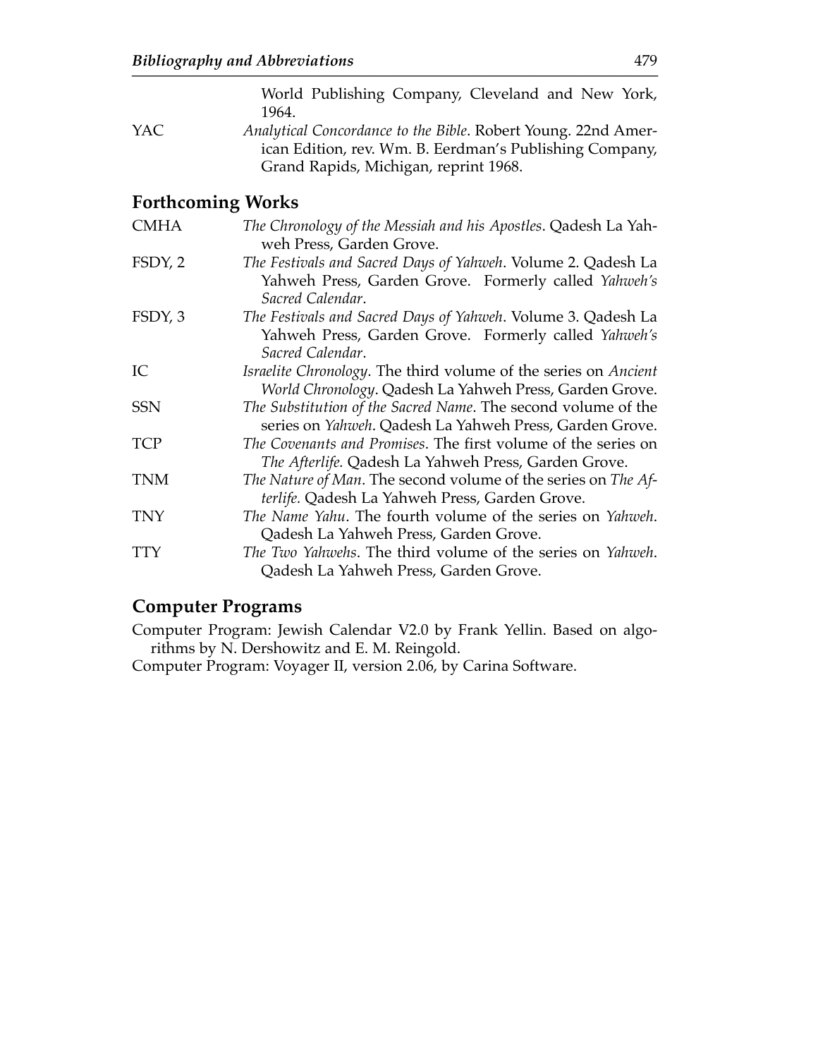World Publishing Company, Cleveland and New York, 1964.

YAC *Analytical Concordance to the Bible*. Robert Young. 22nd American Edition, rev. Wm. B. Eerdman's Publishing Company, Grand Rapids, Michigan, reprint 1968.

## Forthcoming Works

CMHA *The Chronology of the Messiah and his Apostles*. Qadesh La Yahweh Press, Garden Grove.

FSDY, 2 *The Festivals and Sacred Days of Yahweh*. Volume 2. Qadesh La Yahweh Press, Garden Grove. Formerly called *Yahweh's Sacred Calendar*.

FSDY, 3 *The Festivals and Sacred Days of Yahweh*. Volume 3. Qadesh La Yahweh Press, Garden Grove. Formerly called *Yahweh's Sacred Calendar*.

IC *Israelite Chronology*. The third volume of the series on *Ancient World Chronology*. Qadesh La Yahweh Press, Garden Grove.

SSN *The Substitution of the Sacred Name*. The second volume of the series on *Yahweh*. Qadesh La Yahweh Press, Garden Grove.

TCP *The Covenants and Promises*. The first volume of the series on *The Afterlife.* Qadesh La Yahweh Press, Garden Grove.

TNM *The Nature of Man*. The second volume of the series on *The Afterlife.* Qadesh La Yahweh Press, Garden Grove.

TNY *The Name Yahu*. The fourth volume of the series on *Yahweh*. Qadesh La Yahweh Press, Garden Grove.

TTY *The Two Yahwehs*. The third volume of the series on *Yahweh*. Qadesh La Yahweh Press, Garden Grove.

## Computer Programs

Computer Program: Jewish Calendar V2.0 by Frank Yellin. Based on algorithms by N. Dershowitz and E. M. Reingold.

Computer Program: Voyager II, version 2.06, by Carina Software.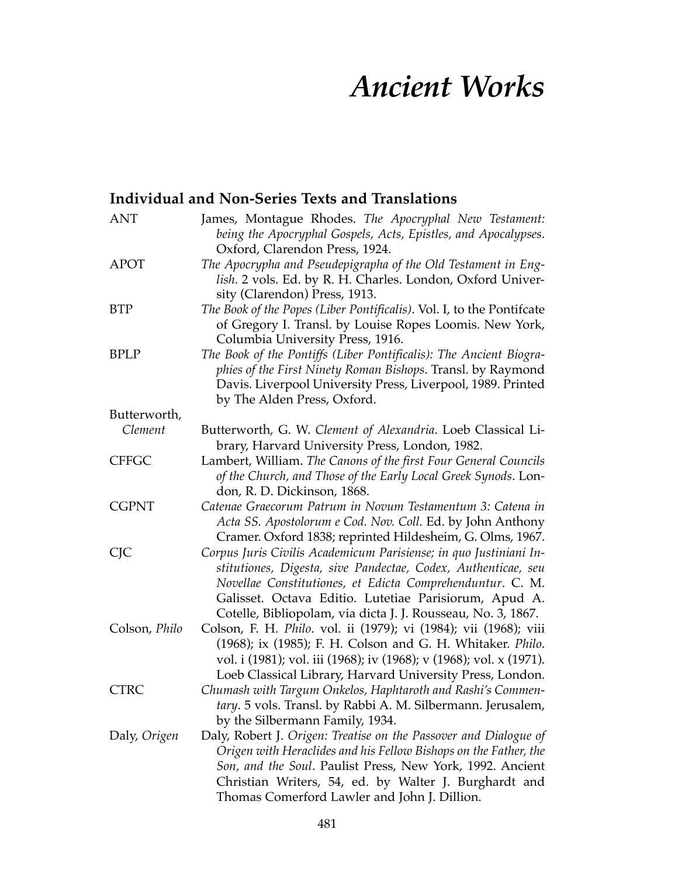# *Ancient Works*

## Individual and Non-Series Texts and Translations

| | |
|---|---|
| ANT | James, Montague Rhodes. *The Apocryphal New Testament: being the Apocryphal Gospels, Acts, Epistles, and Apocalypses*. Oxford, Clarendon Press, 1924. |
| APOT | *The Apocrypha and Pseudepigrapha of the Old Testament in English*. 2 vols. Ed. by R. H. Charles. London, Oxford University (Clarendon) Press, 1913. |
| BTP | *The Book of the Popes (Liber Pontificalis)*. Vol. I, to the Pontifcate of Gregory I. Transl. by Louise Ropes Loomis. New York, Columbia University Press, 1916. |
| BPLP | *The Book of the Pontiffs (Liber Pontificalis): The Ancient Biographies of the First Ninety Roman Bishops*. Transl. by Raymond Davis. Liverpool University Press, Liverpool, 1989. Printed by The Alden Press, Oxford. |
| Butterworth, *Clement* | Butterworth, G. W. *Clement of Alexandria*. Loeb Classical Library, Harvard University Press, London, 1982. |
| CFFGC | Lambert, William. *The Canons of the first Four General Councils of the Church, and Those of the Early Local Greek Synods*. London, R. D. Dickinson, 1868. |
| CGPNT | *Catenae Graecorum Patrum in Novum Testamentum 3: Catena in Acta SS. Apostolorum e Cod. Nov. Coll.* Ed. by John Anthony Cramer. Oxford 1838; reprinted Hildesheim, G. Olms, 1967. |
| CJC | *Corpus Juris Civilis Academicum Parisiense; in quo Justiniani Institutiones, Digesta, sive Pandectae, Codex, Authenticae, seu Novellae Constitutiones, et Edicta Comprehenduntur*. C. M. Galisset. Octava Editio. Lutetiae Parisiorum, Apud A. Cotelle, Bibliopolam, via dicta J. J. Rousseau, No. 3, 1867. |
| Colson, *Philo* | Colson, F. H. *Philo*. vol. ii (1979); vi (1984); vii (1968); viii (1968); ix (1985); F. H. Colson and G. H. Whitaker. *Philo*. vol. i (1981); vol. iii (1968); iv (1968); v (1968); vol. x (1971). Loeb Classical Library, Harvard University Press, London. |
| CTRC | *Chumash with Targum Onkelos, Haphtaroth and Rashi's Commentary*. 5 vols. Transl. by Rabbi A. M. Silbermann. Jerusalem, by the Silbermann Family, 1934. |
| Daly, *Origen* | Daly, Robert J. *Origen: Treatise on the Passover and Dialogue of Origen with Heraclides and his Fellow Bishops on the Father, the Son, and the Soul*. Paulist Press, New York, 1992. Ancient Christian Writers, 54, ed. by Walter J. Burghardt and Thomas Comerford Lawler and John J. Dillion. |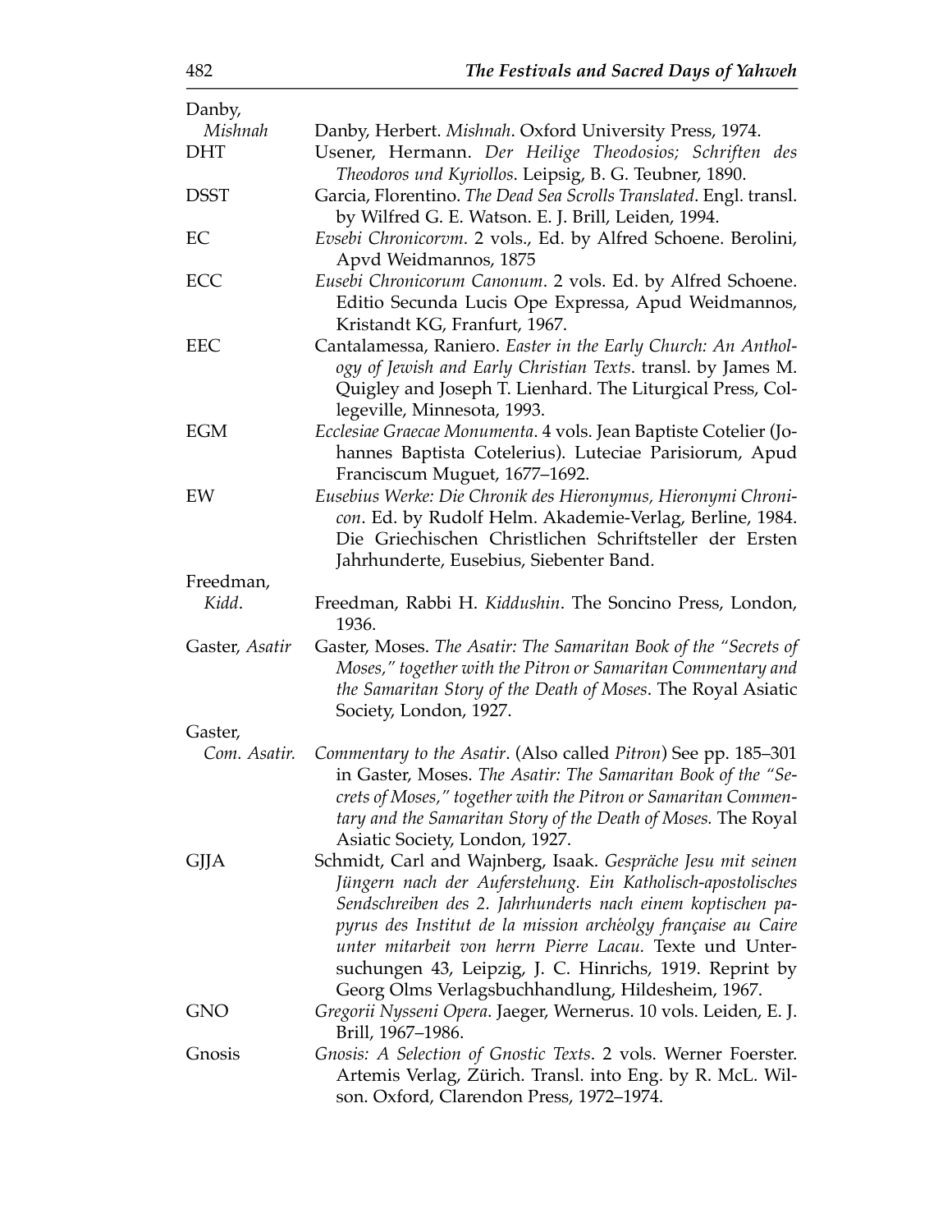| | |
|---|---|
| Danby, *Mishnah* | Danby, Herbert. *Mishnah*. Oxford University Press, 1974. |
| DHT | Usener, Hermann. *Der Heilige Theodosios; Schriften des Theodoros und Kyriollos*. Leipsig, B. G. Teubner, 1890. |
| DSST | Garcia, Florentino. *The Dead Sea Scrolls Translated*. Engl. transl. by Wilfred G. E. Watson. E. J. Brill, Leiden, 1994. |
| EC | *Evsebi Chronicorvm*. 2 vols., Ed. by Alfred Schoene. Berolini, Apvd Weidmannos, 1875 |
| ECC | *Eusebi Chronicorum Canonum*. 2 vols. Ed. by Alfred Schoene. Editio Secunda Lucis Ope Expressa, Apud Weidmannos, Kristandt KG, Franfurt, 1967. |
| EEC | Cantalamessa, Raniero. *Easter in the Early Church: An Anthology of Jewish and Early Christian Texts*. transl. by James M. Quigley and Joseph T. Lienhard. The Liturgical Press, Collegeville, Minnesota, 1993. |
| EGM | *Ecclesiae Graecae Monumenta*. 4 vols. Jean Baptiste Cotelier (Johannes Baptista Cotelerius). Luteciae Parisiorum, Apud Franciscum Muguet, 1677–1692. |
| EW | *Eusebius Werke: Die Chronik des Hieronymus, Hieronymi Chronicon*. Ed. by Rudolf Helm. Akademie-Verlag, Berline, 1984. Die Griechischen Christlichen Schriftsteller der Ersten Jahrhunderte, Eusebius, Siebenter Band. |
| Freedman, *Kidd*. | Freedman, Rabbi H. *Kiddushin*. The Soncino Press, London, 1936. |
| Gaster, *Asatir* | Gaster, Moses. *The Asatir: The Samaritan Book of the "Secrets of Moses," together with the Pitron or Samaritan Commentary and the Samaritan Story of the Death of Moses*. The Royal Asiatic Society, London, 1927. |
| Gaster, *Com. Asatir.* | *Commentary to the Asatir*. (Also called *Pitron*) See pp. 185–301 in Gaster, Moses. *The Asatir: The Samaritan Book of the "Secrets of Moses," together with the Pitron or Samaritan Commentary and the Samaritan Story of the Death of Moses.* The Royal Asiatic Society, London, 1927. |
| GJJA | Schmidt, Carl and Wajnberg, Isaak. *Gespräche Jesu mit seinen Jüngern nach der Auferstehung. Ein Katholisch-apostolisches Sendschreiben des 2. Jahrhunderts nach einem koptischen papyrus des Institut de la mission archèolgy française au Caire unter mitarbeit von herrn Pierre Lacau.* Texte und Untersuchungen 43, Leipzig, J. C. Hinrichs, 1919. Reprint by Georg Olms Verlagsbuchhandlung, Hildesheim, 1967. |
| GNO | *Gregorii Nysseni Opera*. Jaeger, Wernerus. 10 vols. Leiden, E. J. Brill, 1967–1986. |
| Gnosis | *Gnosis: A Selection of Gnostic Texts*. 2 vols. Werner Foerster. Artemis Verlag, Zürich. Transl. into Eng. by R. McL. Wilson. Oxford, Clarendon Press, 1972–1974. |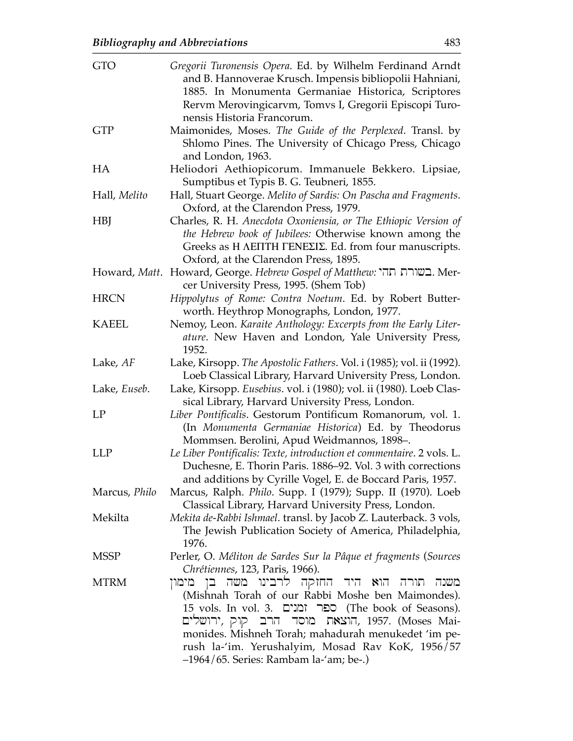GTO — *Gregorii Turonensis Opera*. Ed. by Wilhelm Ferdinand Arndt and B. Hannoverae Krusch. Impensis bibliopolii Hahniani, 1885. In Monumenta Germaniae Historica, Scriptores Rervm Merovingicarvm, Tomvs I, Gregorii Episcopi Turonensis Historia Francorum.

GTP — Maimonides, Moses. *The Guide of the Perplexed*. Transl. by Shlomo Pines. The University of Chicago Press, Chicago and London, 1963.

HA — Heliodori Aethiopicorum. Immanuele Bekkero. Lipsiae, Sumptibus et Typis B. G. Teubneri, 1855.

Hall, *Melito* — Hall, Stuart George. *Melito of Sardis: On Pascha and Fragments*. Oxford, at the Clarendon Press, 1979.

HBJ — Charles, R. H. *Anecdota Oxoniensia, or The Ethiopic Version of the Hebrew book of Jubilees:* Otherwise known among the Greeks as Η ΛΕΠΤΗ ΓΕΝΕΣΙΣ. Ed. from four manuscripts. Oxford, at the Clarendon Press, 1895.

Howard, *Matt*. — Howard, George. *Hebrew Gospel of Matthew:* בשורת תהי. Mercer University Press, 1995. (Shem Tob)

HRCN — *Hippolytus of Rome: Contra Noetum*. Ed. by Robert Butterworth. Heythrop Monographs, London, 1977.

KAEEL — Nemoy, Leon. *Karaite Anthology: Excerpts from the Early Literature*. New Haven and London, Yale University Press, 1952.

Lake, *AF* — Lake, Kirsopp. *The Apostolic Fathers*. Vol. i (1985); vol. ii (1992). Loeb Classical Library, Harvard University Press, London.

Lake, *Euseb*. — Lake, Kirsopp. *Eusebius*. vol. i (1980); vol. ii (1980). Loeb Classical Library, Harvard University Press, London.

LP — *Liber Pontificalis*. Gestorum Pontificum Romanorum, vol. 1. (In *Monumenta Germaniae Historica*) Ed. by Theodorus Mommsen. Berolini, Apud Weidmannos, 1898–.

LLP — *Le Liber Pontificalis: Texte, introduction et commentaire*. 2 vols. L. Duchesne, E. Thorin Paris. 1886–92. Vol. 3 with corrections and additions by Cyrille Vogel, E. de Boccard Paris, 1957.

Marcus, *Philo* — Marcus, Ralph. *Philo*. Supp. I (1979); Supp. II (1970). Loeb Classical Library, Harvard University Press, London.

Mekilta — *Mekita de-Rabbi Ishmael*. transl. by Jacob Z. Lauterback. 3 vols, The Jewish Publication Society of America, Philadelphia, 1976.

MSSP — Perler, O. *Méliton de Sardes Sur la Pâque et fragments* (*Sources Chrétiennes*, 123, Paris, 1966).

MTRM — משנה תורה הוא היד החזקה לרבינו משה בן מימון (Mishnah Torah of our Rabbi Moshe ben Maimondes). 15 vols. In vol. 3. ספר זמנים (The book of Seasons). ירושלים, הוצאת מוסד הרב קוק, 1957. (Moses Maimonides. Mishneh Torah; mahadurah menukedet 'im perush la-'im. Yerushalyim, Mosad Rav KoK, 1956/57 –1964/65. Series: Rambam la-'am; be-.)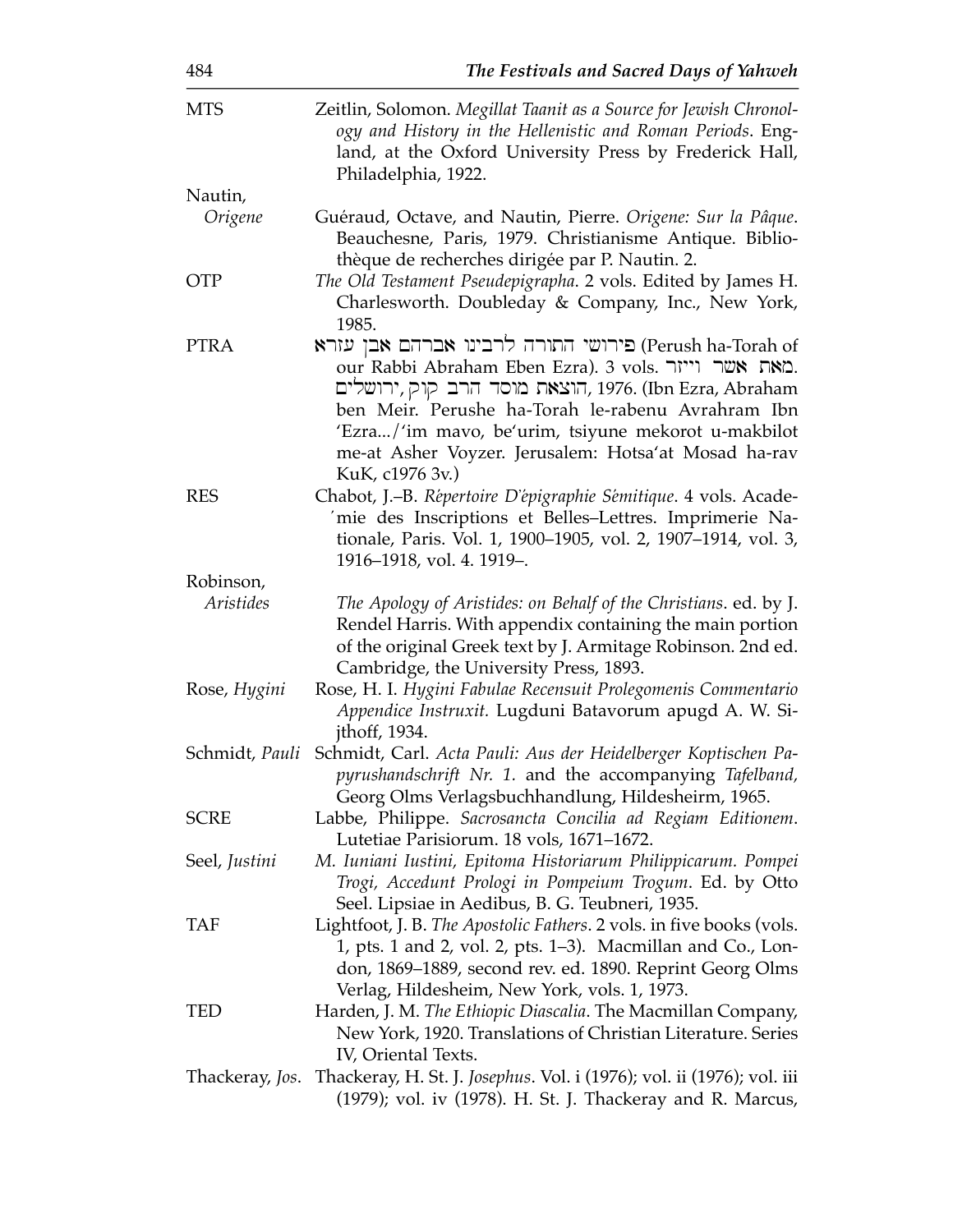MTS — Zeitlin, Solomon. *Megillat Taanit as a Source for Jewish Chronology and History in the Hellenistic and Roman Periods*. England, at the Oxford University Press by Frederick Hall, Philadelphia, 1922.

Nautin, *Origene* — Guéraud, Octave, and Nautin, Pierre. *Origene: Sur la Pâque*. Beauchesne, Paris, 1979. Christianisme Antique. Bibliothèque de recherches dirigée par P. Nautin. 2.

OTP — *The Old Testament Pseudepigrapha*. 2 vols. Edited by James H. Charlesworth. Doubleday & Company, Inc., New York, 1985.

PTRA — פירושי התורה לרבינו אברהם אבן עזרא (Perush ha-Torah of our Rabbi Abraham Eben Ezra). 3 vols. מאת אשר וייזר. הוצאת מוסד הרב קוק, ירושלים, 1976. (Ibn Ezra, Abraham ben Meir. Perushe ha-Torah le-rabenu Avrahram Ibn 'Ezra.../'im mavo, be'urim, tsiyune mekorot u-makbilot me-at Asher Voyzer. Jerusalem: Hotsa'at Mosad ha-rav KuK, c1976 3v.)

RES — Chabot, J.–B. *Répertoire D'épigraphie Sémitique*. 4 vols. Académie des Inscriptions et Belles–Lettres. Imprimerie Nationale, Paris. Vol. 1, 1900–1905, vol. 2, 1907–1914, vol. 3, 1916–1918, vol. 4. 1919–.

Robinson, *Aristides* — *The Apology of Aristides: on Behalf of the Christians*. ed. by J. Rendel Harris. With appendix containing the main portion of the original Greek text by J. Armitage Robinson. 2nd ed. Cambridge, the University Press, 1893.

Rose, *Hygini* — Rose, H. I. *Hygini Fabulae Recensuit Prolegomenis Commentario Appendice Instruxit.* Lugduni Batavorum apugd A. W. Sijthoff, 1934.

Schmidt, *Pauli* — Schmidt, Carl. *Acta Pauli: Aus der Heidelberger Koptischen Papyrushandschrift Nr. 1.* and the accompanying *Tafelband,* Georg Olms Verlagsbuchhandlung, Hildesheirm, 1965.

SCRE — Labbe, Philippe. *Sacrosancta Concilia ad Regiam Editionem*. Lutetiae Parisiorum. 18 vols, 1671–1672.

Seel, *Justini* — *M. Iuniani Iustini, Epitoma Historiarum Philippicarum. Pompei Trogi, Accedunt Prologi in Pompeium Trogum*. Ed. by Otto Seel. Lipsiae in Aedibus, B. G. Teubneri, 1935.

TAF — Lightfoot, J. B. *The Apostolic Fathers*. 2 vols. in five books (vols. 1, pts. 1 and 2, vol. 2, pts. 1–3). Macmillan and Co., London, 1869–1889, second rev. ed. 1890. Reprint Georg Olms Verlag, Hildesheim, New York, vols. 1, 1973.

TED — Harden, J. M. *The Ethiopic Diascalia*. The Macmillan Company, New York, 1920. Translations of Christian Literature. Series IV, Oriental Texts.

Thackeray, *Jos*. — Thackeray, H. St. J. *Josephus*. Vol. i (1976); vol. ii (1976); vol. iii (1979); vol. iv (1978). H. St. J. Thackeray and R. Marcus,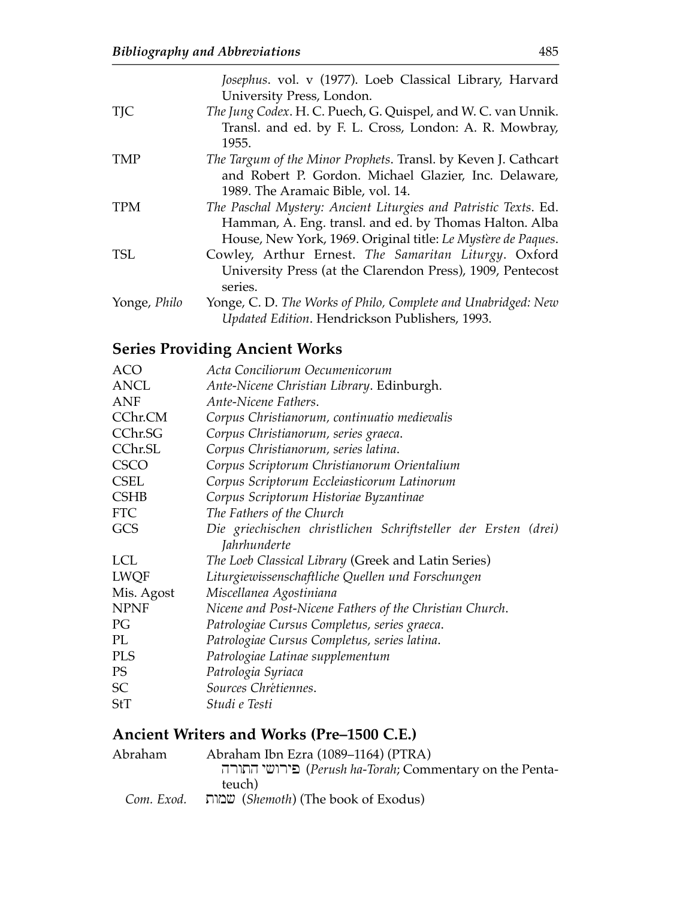| | |
|---|---|
| | *Josephus*. vol. v (1977). Loeb Classical Library, Harvard University Press, London. |
| TJC | *The Jung Codex*. H. C. Puech, G. Quispel, and W. C. van Unnik. Transl. and ed. by F. L. Cross, London: A. R. Mowbray, 1955. |
| TMP | *The Targum of the Minor Prophets*. Transl. by Keven J. Cathcart and Robert P. Gordon. Michael Glazier, Inc. Delaware, 1989. The Aramaic Bible, vol. 14. |
| TPM | *The Paschal Mystery: Ancient Liturgies and Patristic Texts*. Ed. Hamman, A. Eng. transl. and ed. by Thomas Halton. Alba House, New York, 1969. Original title: *Le Mystère de Paques*. |
| TSL | Cowley, Arthur Ernest. *The Samaritan Liturgy*. Oxford University Press (at the Clarendon Press), 1909, Pentecost series. |
| Yonge, *Philo* | Yonge, C. D. *The Works of Philo, Complete and Unabridged: New Updated Edition*. Hendrickson Publishers, 1993. |

## Series Providing Ancient Works

| | |
|---|---|
| ACO | *Acta Conciliorum Oecumenicorum* |
| ANCL | *Ante-Nicene Christian Library*. Edinburgh. |
| ANF | *Ante-Nicene Fathers*. |
| CChr.CM | *Corpus Christianorum, continuatio medievalis* |
| CChr.SG | *Corpus Christianorum, series graeca*. |
| CChr.SL | *Corpus Christianorum, series latina*. |
| CSCO | *Corpus Scriptorum Christianorum Orientalium* |
| CSEL | *Corpus Scriptorum Eccleiasticorum Latinorum* |
| CSHB | *Corpus Scriptorum Historiae Byzantinae* |
| FTC | *The Fathers of the Church* |
| GCS | *Die griechischen christlichen Schriftsteller der Ersten (drei) Jahrhunderte* |
| LCL | *The Loeb Classical Library* (Greek and Latin Series) |
| LWQF | *Liturgiewissenschaftliche Quellen und Forschungen* |
| Mis. Agost | *Miscellanea Agostiniana* |
| NPNF | *Nicene and Post-Nicene Fathers of the Christian Church*. |
| PG | *Patrologiae Cursus Completus, series graeca*. |
| PL | *Patrologiae Cursus Completus, series latina*. |
| PLS | *Patrologiae Latinae supplementum* |
| PS | *Patrologia Syriaca* |
| SC | *Sources Chrétiennes*. |
| StT | *Studi e Testi* |

## Ancient Writers and Works (Pre–1500 C.E.)

| | |
|---|---|
| Abraham | Abraham Ibn Ezra (1089–1164) (PTRA) פירושי התורה (*Perush ha-Torah*; Commentary on the Pentateuch) |
| *Com. Exod.* | שמות (*Shemoth*) (The book of Exodus) |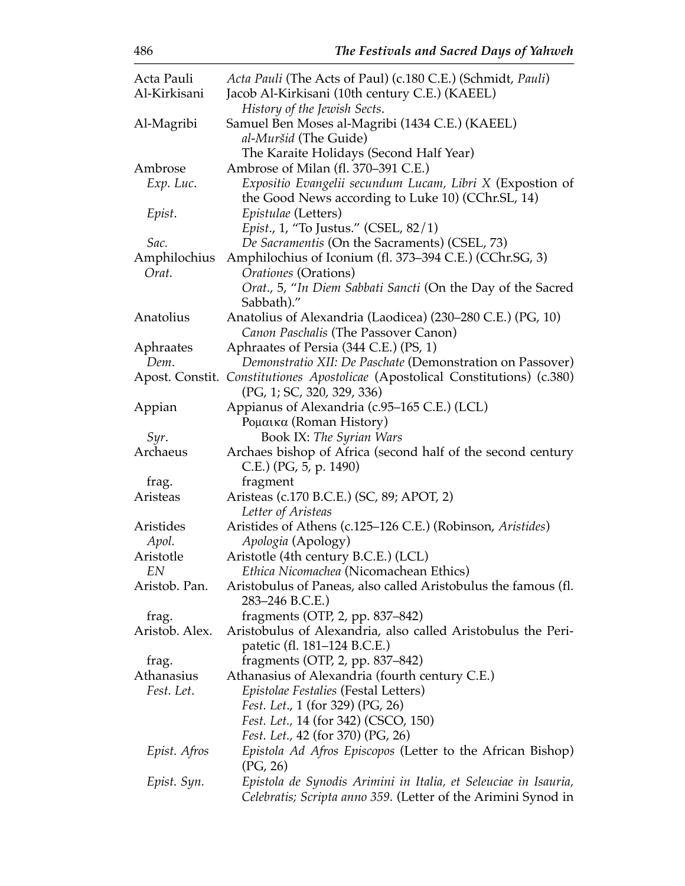| | |
|---|---|
| Acta Pauli | *Acta Pauli* (The Acts of Paul) (c.180 C.E.) (Schmidt, *Pauli*) |
| Al-Kirkisani | Jacob Al-Kirkisani (10th century C.E.) (KAEEL) |
| | *History of the Jewish Sects*. |
| Al-Magribi | Samuel Ben Moses al-Magribi (1434 C.E.) (KAEEL) |
| | *al-Muršid* (The Guide) |
| | The Karaite Holidays (Second Half Year) |
| Ambrose | Ambrose of Milan (fl. 370–391 C.E.) |
| *Exp. Luc*. | *Expositio Evangelii secundum Lucam, Libri X* (Expostion of the Good News according to Luke 10) (CChr.SL, 14) |
| *Epist*. | *Epistulae* (Letters) |
| | *Epist*., 1, "To Justus." (CSEL, 82/1) |
| *Sac.* | *De Sacramentis* (On the Sacraments) (CSEL, 73) |
| Amphilochius | Amphilochius of Iconium (fl. 373–394 C.E.) (CChr.SG, 3) |
| *Orat.* | *Orationes* (Orations) |
| | *Orat*., 5, "*In Diem Sabbati Sancti* (On the Day of the Sacred Sabbath)." |
| Anatolius | Anatolius of Alexandria (Laodicea) (230–280 C.E.) (PG, 10) |
| | *Canon Paschalis* (The Passover Canon) |
| Aphraates | Aphraates of Persia (344 C.E.) (PS, 1) |
| *Dem*. | *Demonstratio XII: De Paschate* (Demonstration on Passover) |
| Apost. Constit. | *Constitutiones Apostolicae* (Apostolical Constitutions) (c.380) (PG, 1; SC, 320, 329, 336) |
| Appian | Appianus of Alexandria (c.95–165 C.E.) (LCL) |
| | Ρομαικα (Roman History) |
| *Syr*. | Book IX: *The Syrian Wars* |
| Archaeus | Archaes bishop of Africa (second half of the second century C.E.) (PG, 5, p. 1490) |
| frag. | fragment |
| Aristeas | Aristeas (c.170 B.C.E.) (SC, 89; APOT, 2) |
| | *Letter of Aristeas* |
| Aristides | Aristides of Athens (c.125–126 C.E.) (Robinson, *Aristides*) |
| *Apol.* | *Apologia* (Apology) |
| Aristotle | Aristotle (4th century B.C.E.) (LCL) |
| *EN* | *Ethica Nicomachea* (Nicomachean Ethics) |
| Aristob. Pan. | Aristobulus of Paneas, also called Aristobulus the famous (fl. 283–246 B.C.E.) |
| frag. | fragments (OTP, 2, pp. 837–842) |
| Aristob. Alex. | Aristobulus of Alexandria, also called Aristobulus the Peripatetic (fl. 181–124 B.C.E.) |
| frag. | fragments (OTP, 2, pp. 837–842) |
| Athanasius | Athanasius of Alexandria (fourth century C.E.) |
| *Fest. Let*. | *Epistolae Festalies* (Festal Letters) |
| | *Fest. Let*., 1 (for 329) (PG, 26) |
| | *Fest. Let.*, 14 (for 342) (CSCO, 150) |
| | *Fest. Let.*, 42 (for 370) (PG, 26) |
| *Epist. Afros* | *Epistola Ad Afros Episcopos* (Letter to the African Bishop) (PG, 26) |
| *Epist. Syn.* | *Epistola de Synodis Arimini in Italia, et Seleuciae in Isauria, Celebratis; Scripta anno 359*. (Letter of the Arimini Synod in |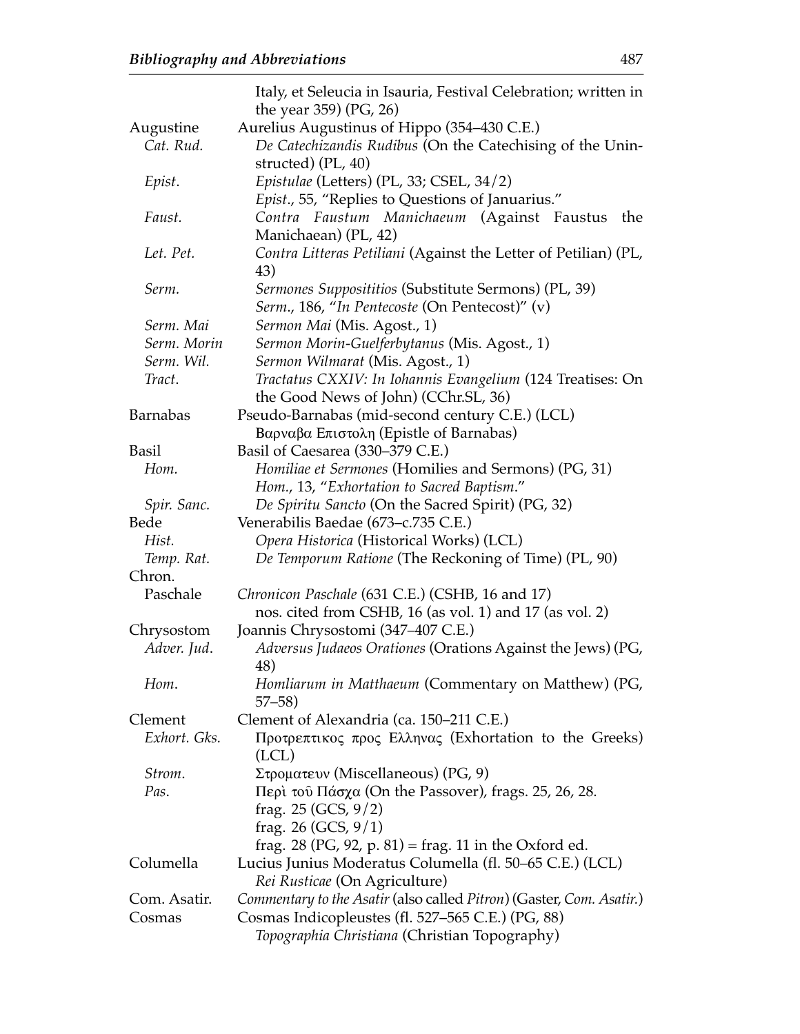Italy, et Seleucia in Isauria, Festival Celebration; written in the year 359) (PG, 26)

Augustine — Aurelius Augustinus of Hippo (354–430 C.E.)

- *Cat. Rud.* — *De Catechizandis Rudibus* (On the Catechising of the Uninstructed) (PL, 40)
- *Epist.* — *Epistulae* (Letters) (PL, 33; CSEL, 34/2)
  *Epist.*, 55, "Replies to Questions of Januarius."
- *Faust.* — *Contra Faustum Manichaeum* (Against Faustus the Manichaean) (PL, 42)
- *Let. Pet.* — *Contra Litteras Petiliani* (Against the Letter of Petilian) (PL, 43)
- *Serm.* — *Sermones Supposititios* (Substitute Sermons) (PL, 39)
  *Serm.*, 186, "*In Pentecoste* (On Pentecost)" (v)
- *Serm. Mai* — *Sermon Mai* (Mis. Agost., 1)
- *Serm. Morin* — *Sermon Morin-Guelferbytanus* (Mis. Agost., 1)
- *Serm. Wil.* — *Sermon Wilmarat* (Mis. Agost., 1)
- *Tract.* — *Tractatus CXXIV: In Iohannis Evangelium* (124 Treatises: On the Good News of John) (CChr.SL, 36)

Barnabas — Pseudo-Barnabas (mid-second century C.E.) (LCL)
Βαρναβα Επιστολη (Epistle of Barnabas)

Basil — Basil of Caesarea (330–379 C.E.)

- *Hom.* — *Homiliae et Sermones* (Homilies and Sermons) (PG, 31)
  *Hom.*, 13, "*Exhortation to Sacred Baptism*."
- *Spir. Sanc.* — *De Spiritu Sancto* (On the Sacred Spirit) (PG, 32)

Bede — Venerabilis Baedae (673–c.735 C.E.)

- *Hist.* — *Opera Historica* (Historical Works) (LCL)
- *Temp. Rat.* — *De Temporum Ratione* (The Reckoning of Time) (PL, 90)

Chron.

- Paschale — *Chronicon Paschale* (631 C.E.) (CSHB, 16 and 17)
  nos. cited from CSHB, 16 (as vol. 1) and 17 (as vol. 2)

Chrysostom — Joannis Chrysostomi (347–407 C.E.)

- *Adver. Jud.* — *Adversus Judaeos Orationes* (Orations Against the Jews) (PG, 48)
- *Hom.* — *Homliarum in Matthaeum* (Commentary on Matthew) (PG, 57–58)

Clement — Clement of Alexandria (ca. 150–211 C.E.)

- *Exhort. Gks.* — Προτρεπτικος προς Ελληνας (Exhortation to the Greeks) (LCL)
- *Strom.* — Στρωματευν (Miscellaneous) (PG, 9)
- *Pas.* — Περὶ τοῦ Πάσχα (On the Passover), frags. 25, 26, 28.
  frag. 25 (GCS, 9/2)
  frag. 26 (GCS, 9/1)
  frag. 28 (PG, 92, p. 81) = frag. 11 in the Oxford ed.

Columella — Lucius Junius Moderatus Columella (fl. 50–65 C.E.) (LCL)
*Rei Rusticae* (On Agriculture)

Com. Asatir. — *Commentary to the Asatir* (also called *Pitron*) (Gaster, *Com. Asatir.*)

Cosmas — Cosmas Indicopleustes (fl. 527–565 C.E.) (PG, 88)
*Topographia Christiana* (Christian Topography)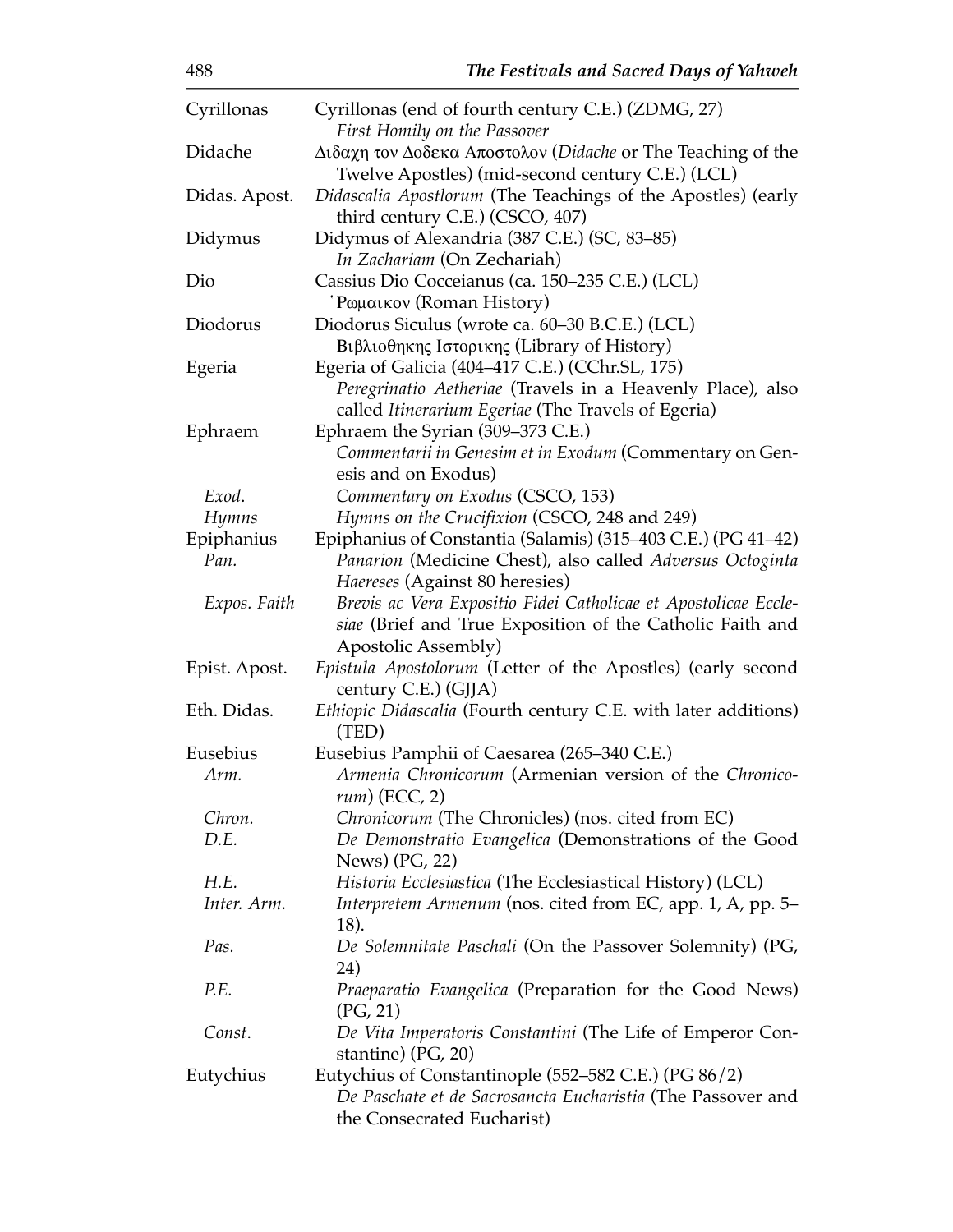| | |
|---|---|
| Cyrillonas | Cyrillonas (end of fourth century C.E.) (ZDMG, 27)<br>*First Homily on the Passover* |
| Didache | Διδαχη τον Δοδεκα Αποστολον (*Didache* or The Teaching of the Twelve Apostles) (mid-second century C.E.) (LCL) |
| Didas. Apost. | *Didascalia Apostlorum* (The Teachings of the Apostles) (early third century C.E.) (CSCO, 407) |
| Didymus | Didymus of Alexandria (387 C.E.) (SC, 83–85)<br>*In Zachariam* (On Zechariah) |
| Dio | Cassius Dio Cocceianus (ca. 150–235 C.E.) (LCL)<br>῾Ρωμαικον (Roman History) |
| Diodorus | Diodorus Siculus (wrote ca. 60–30 B.C.E.) (LCL)<br>Βιβλιοθηκης Ιστορικης (Library of History) |
| Egeria | Egeria of Galicia (404–417 C.E.) (CChr.SL, 175)<br>*Peregrinatio Aetheriae* (Travels in a Heavenly Place), also called *Itinerarium Egeriae* (The Travels of Egeria) |
| Ephraem | Ephraem the Syrian (309–373 C.E.)<br>*Commentarii in Genesim et in Exodum* (Commentary on Genesis and on Exodus) |
| *Exod*. | *Commentary on Exodus* (CSCO, 153) |
| *Hymns* | *Hymns on the Crucifixion* (CSCO, 248 and 249) |
| Epiphanius | Epiphanius of Constantia (Salamis) (315–403 C.E.) (PG 41–42) |
| *Pan*. | *Panarion* (Medicine Chest), also called *Adversus Octoginta Haereses* (Against 80 heresies) |
| *Expos. Faith* | *Brevis ac Vera Expositio Fidei Catholicae et Apostolicae Ecclesiae* (Brief and True Exposition of the Catholic Faith and Apostolic Assembly) |
| Epist. Apost. | *Epistula Apostolorum* (Letter of the Apostles) (early second century C.E.) (GJJA) |
| Eth. Didas. | *Ethiopic Didascalia* (Fourth century C.E. with later additions) (TED) |
| Eusebius | Eusebius Pamphii of Caesarea (265–340 C.E.) |
| *Arm.* | *Armenia Chronicorum* (Armenian version of the *Chronicorum*) (ECC, 2) |
| *Chron*. | *Chronicorum* (The Chronicles) (nos. cited from EC) |
| *D.E.* | *De Demonstratio Evangelica* (Demonstrations of the Good News) (PG, 22) |
| *H.E.* | *Historia Ecclesiastica* (The Ecclesiastical History) (LCL) |
| *Inter. Arm.* | *Interpretem Armenum* (nos. cited from EC, app. 1, A, pp. 5–18). |
| *Pas.* | *De Solemnitate Paschali* (On the Passover Solemnity) (PG, 24) |
| *P.E.* | *Praeparatio Evangelica* (Preparation for the Good News) (PG, 21) |
| *Const*. | *De Vita Imperatoris Constantini* (The Life of Emperor Constantine) (PG, 20) |
| Eutychius | Eutychius of Constantinople (552–582 C.E.) (PG 86/2)<br>*De Paschate et de Sacrosancta Eucharistia* (The Passover and the Consecrated Eucharist) |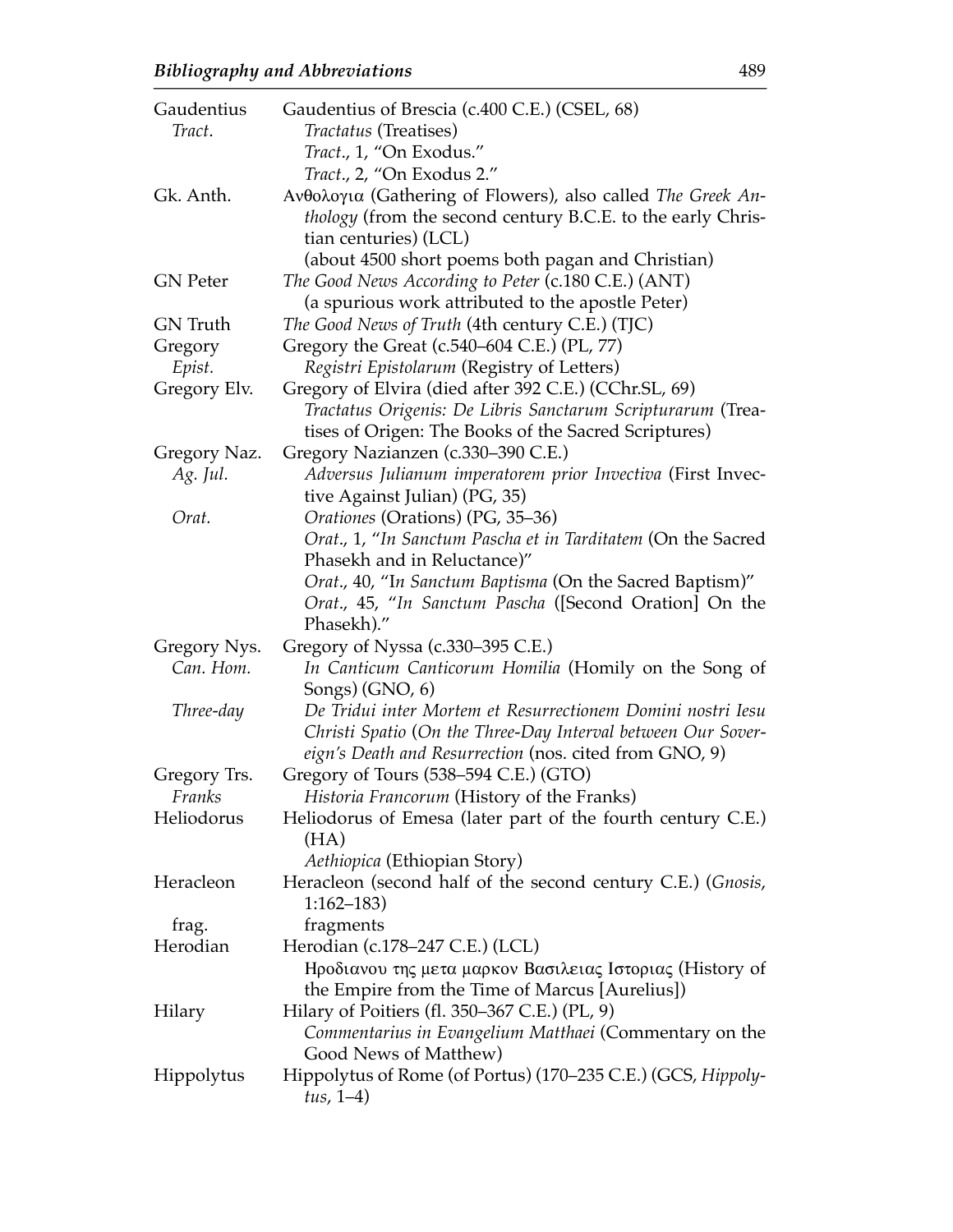| | |
|---|---|
| Gaudentius | Gaudentius of Brescia (c.400 C.E.) (CSEL, 68) |
| *Tract.* | *Tractatus* (Treatises) |
| | *Tract.*, 1, "On Exodus." |
| | *Tract.*, 2, "On Exodus 2." |
| Gk. Anth. | Ανθολογια (Gathering of Flowers), also called *The Greek Anthology* (from the second century B.C.E. to the early Christian centuries) (LCL) |
| | (about 4500 short poems both pagan and Christian) |
| GN Peter | *The Good News According to Peter* (c.180 C.E.) (ANT) |
| | (a spurious work attributed to the apostle Peter) |
| GN Truth | *The Good News of Truth* (4th century C.E.) (TJC) |
| Gregory | Gregory the Great (c.540–604 C.E.) (PL, 77) |
| *Epist.* | *Registri Epistolarum* (Registry of Letters) |
| Gregory Elv. | Gregory of Elvira (died after 392 C.E.) (CChr.SL, 69) |
| | *Tractatus Origenis: De Libris Sanctarum Scripturarum* (Treatises of Origen: The Books of the Sacred Scriptures) |
| Gregory Naz. | Gregory Nazianzen (c.330–390 C.E.) |
| *Ag. Jul.* | *Adversus Julianum imperatorem prior Invectiva* (First Invective Against Julian) (PG, 35) |
| *Orat.* | *Orationes* (Orations) (PG, 35–36) |
| | *Orat.*, 1, "*In Sanctum Pascha et in Tarditatem* (On the Sacred Phasekh and in Reluctance)" |
| | *Orat.*, 40, "I*n Sanctum Baptisma* (On the Sacred Baptism)" |
| | *Orat.*, 45, "*In Sanctum Pascha* ([Second Oration] On the Phasekh)." |
| Gregory Nys. | Gregory of Nyssa (c.330–395 C.E.) |
| *Can. Hom.* | *In Canticum Canticorum Homilia* (Homily on the Song of Songs) (GNO, 6) |
| *Three-day* | *De Tridui inter Mortem et Resurrectionem Domini nostri Iesu Christi Spatio* (*On the Three-Day Interval between Our Sovereign's Death and Resurrection* (nos. cited from GNO, 9) |
| Gregory Trs. | Gregory of Tours (538–594 C.E.) (GTO) |
| *Franks* | *Historia Francorum* (History of the Franks) |
| Heliodorus | Heliodorus of Emesa (later part of the fourth century C.E.) (HA) |
| | *Aethiopica* (Ethiopian Story) |
| Heracleon | Heracleon (second half of the second century C.E.) (*Gnosis*, 1:162–183) |
| frag. | fragments |
| Herodian | Herodian (c.178–247 C.E.) (LCL) |
| | Ηροδιανου της μετα μαρκον Βασιλειας Ιστοριας (History of the Empire from the Time of Marcus [Aurelius]) |
| Hilary | Hilary of Poitiers (fl. 350–367 C.E.) (PL, 9) |
| | *Commentarius in Evangelium Matthaei* (Commentary on the Good News of Matthew) |
| Hippolytus | Hippolytus of Rome (of Portus) (170–235 C.E.) (GCS, *Hippolytus*, 1–4) |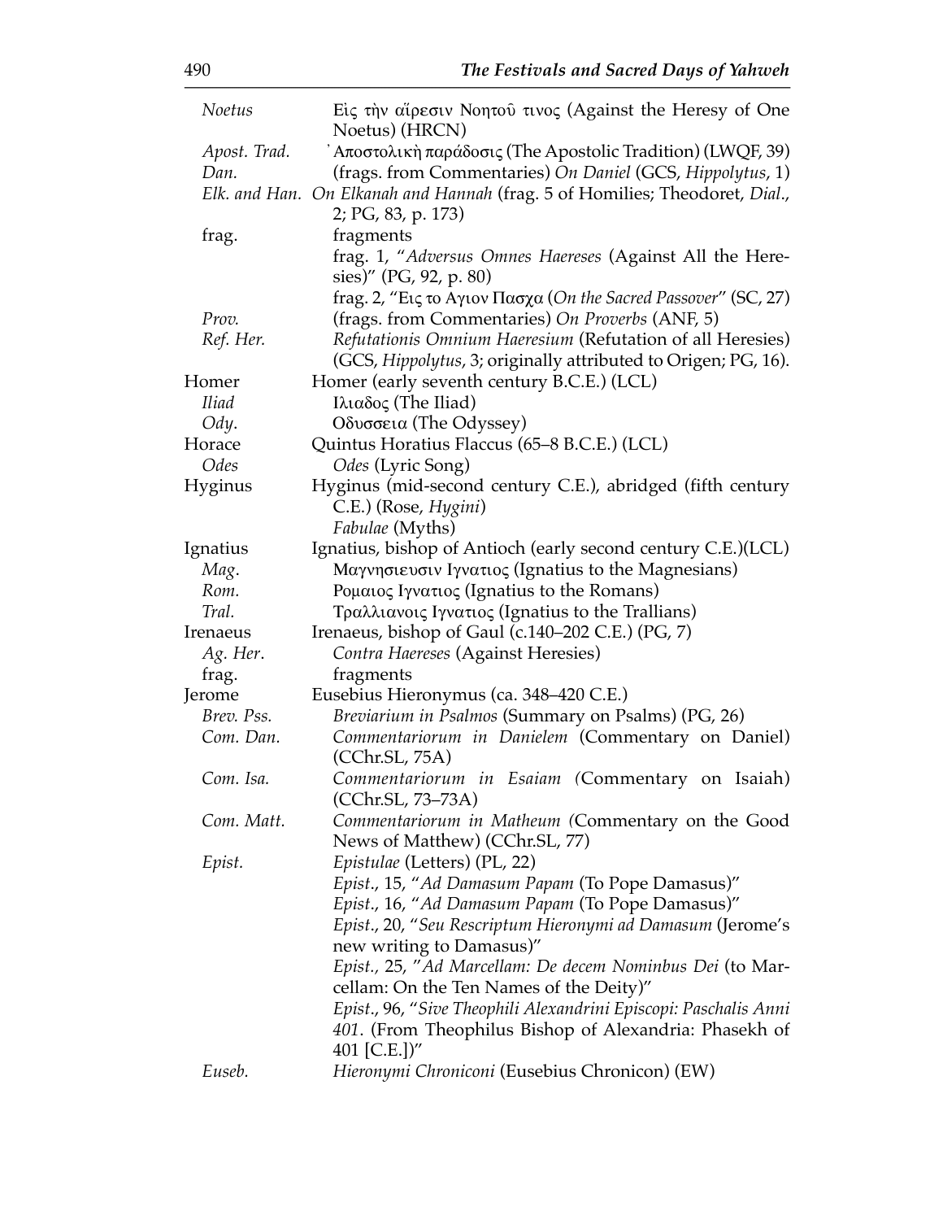| | |
|---|---|
| *Noetus* | Εἰς τὴν αἵρεσιν Νοητοῦ τινος (Against the Heresy of One Noetus) (HRCN) |
| *Apost. Trad.* | ᾿Αποστολικὴ παράδοσις (The Apostolic Tradition) (LWQF, 39) |
| *Dan.* | (frags. from Commentaries) *On Daniel* (GCS, *Hippolytus*, 1) |
| *Elk. and Han.* | *On Elkanah and Hannah* (frag. 5 of Homilies; Theodoret, *Dial.*, 2; PG, 83, p. 173) |
| frag. | fragments |
| | frag. 1, "*Adversus Omnes Haereses* (Against All the Heresies)" (PG, 92, p. 80) |
| | frag. 2, "Εις το Αγιον Πασχα (*On the Sacred Passover*" (SC, 27) |
| *Prov.* | (frags. from Commentaries) *On Proverbs* (ANF, 5) |
| *Ref. Her.* | *Refutationis Omnium Haeresium* (Refutation of all Heresies) (GCS, *Hippolytus*, 3; originally attributed to Origen; PG, 16). |
| Homer | Homer (early seventh century B.C.E.) (LCL) |
| *Iliad* | Ιλιαδος (The Iliad) |
| *Ody.* | Οδυσσεια (The Odyssey) |
| Horace | Quintus Horatius Flaccus (65–8 B.C.E.) (LCL) |
| *Odes* | *Odes* (Lyric Song) |
| Hyginus | Hyginus (mid-second century C.E.), abridged (fifth century C.E.) (Rose, *Hygini*) |
| | *Fabulae* (Myths) |
| Ignatius | Ignatius, bishop of Antioch (early second century C.E.)(LCL) |
| *Mag.* | Μαγνησιευσιν Ιγνατιος (Ignatius to the Magnesians) |
| *Rom.* | Ρομαιος Ιγνατιος (Ignatius to the Romans) |
| *Tral.* | Τραλλιανοις Ιγνατιος (Ignatius to the Trallians) |
| Irenaeus | Irenaeus, bishop of Gaul (c.140–202 C.E.) (PG, 7) |
| *Ag. Her.* | *Contra Haereses* (Against Heresies) |
| frag. | fragments |
| Jerome | Eusebius Hieronymus (ca. 348–420 C.E.) |
| *Brev. Pss.* | *Breviarium in Psalmos* (Summary on Psalms) (PG, 26) |
| *Com. Dan.* | *Commentariorum in Danielem* (Commentary on Daniel) (CChr.SL, 75A) |
| *Com. Isa.* | *Commentariorum in Esaiam (*Commentary on Isaiah) (CChr.SL, 73–73A) |
| *Com. Matt.* | *Commentariorum in Matheum (*Commentary on the Good News of Matthew) (CChr.SL, 77) |
| *Epist.* | *Epistulae* (Letters) (PL, 22) |
| | *Epist.*, 15, "*Ad Damasum Papam* (To Pope Damasus)" |
| | *Epist.*, 16, "*Ad Damasum Papam* (To Pope Damasus)" |
| | *Epist.*, 20, "*Seu Rescriptum Hieronymi ad Damasum* (Jerome's new writing to Damasus)" |
| | *Epist.,* 25, "*Ad Marcellam: De decem Nominbus Dei* (to Marcellam: On the Ten Names of the Deity)" |
| | *Epist.*, 96, "*Sive Theophili Alexandrini Episcopi: Paschalis Anni 401*. (From Theophilus Bishop of Alexandria: Phasekh of 401 [C.E.])" |
| *Euseb.* | *Hieronymi Chroniconi* (Eusebius Chronicon) (EW) |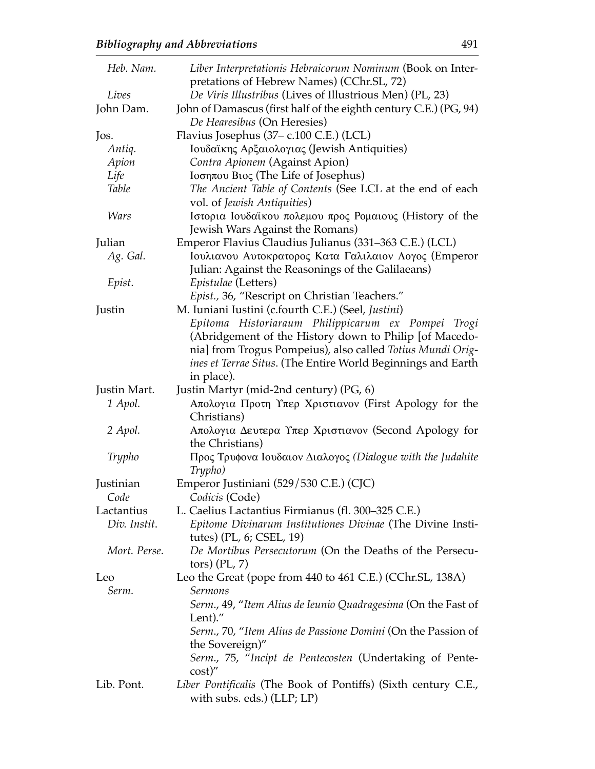| | |
|---|---|
| *Heb. Nam.* | *Liber Interpretationis Hebraicorum Nominum* (Book on Interpretations of Hebrew Names) (CChr.SL, 72) |
| *Lives* | *De Viris Illustribus* (Lives of Illustrious Men) (PL, 23) |
| John Dam. | John of Damascus (first half of the eighth century C.E.) (PG, 94) *De Hearesibus* (On Heresies) |
| Jos. | Flavius Josephus (37– c.100 C.E.) (LCL) |
| *Antiq.* | Ιουδαϊκης Αρξαιολογιας (Jewish Antiquities) |
| *Apion* | *Contra Apionem* (Against Apion) |
| *Life* | Ιοσηπου Βιος (The Life of Josephus) |
| *Table* | *The Ancient Table of Contents* (See LCL at the end of each vol. of *Jewish Antiquities*) |
| *Wars* | Ιστορια Ιουδαϊκου πολεμου προς Ρομαιους (History of the Jewish Wars Against the Romans) |
| Julian | Emperor Flavius Claudius Julianus (331–363 C.E.) (LCL) |
| *Ag. Gal.* | Ιουλιανου Αυτοκρατορος Κατα Γαλιλαιον Λογος (Emperor Julian: Against the Reasonings of the Galilaeans) |
| *Epist*. | *Epistulae* (Letters) <br> *Epist.*, 36, "Rescript on Christian Teachers." |
| Justin | M. Iuniani Iustini (c.fourth C.E.) (Seel, *Justini*) <br> *Epitoma Historiaraum Philippicarum ex Pompei Trogi* (Abridgement of the History down to Philip [of Macedonia] from Trogus Pompeius), also called *Totius Mundi Origines et Terrae Situs*. (The Entire World Beginnings and Earth in place). |
| Justin Mart. | Justin Martyr (mid-2nd century) (PG, 6) |
| *1 Apol.* | Απολογια Προτη Υπερ Χριστιανον (First Apology for the Christians) |
| *2 Apol.* | Απολογια Δευτερα Υπερ Χριστιανον (Second Apology for the Christians) |
| *Trypho* | Προς Τρυφονα Ιουδαιον Διαλογος *(Dialogue with the Judahite Trypho)* |
| Justinian | Emperor Justiniani (529/530 C.E.) (CJC) |
| *Code* | *Codicis* (Code) |
| Lactantius | L. Caelius Lactantius Firmianus (fl. 300–325 C.E.) |
| *Div. Instit*. | *Epitome Divinarum Institutiones Divinae* (The Divine Institutes) (PL, 6; CSEL, 19) |
| *Mort. Perse*. | *De Mortibus Persecutorum* (On the Deaths of the Persecutors) (PL, 7) |
| Leo | Leo the Great (pope from 440 to 461 C.E.) (CChr.SL, 138A) |
| *Serm.* | *Sermons* <br> *Serm*., 49, "*Item Alius de Ieunio Quadragesima* (On the Fast of Lent)." <br> *Serm*., 70, "*Item Alius de Passione Domini* (On the Passion of the Sovereign)" <br> *Serm*., 75, "*Incipt de Pentecosten* (Undertaking of Pentecost)" |
| Lib. Pont. | *Liber Pontificalis* (The Book of Pontiffs) (Sixth century C.E., with subs. eds.) (LLP; LP) |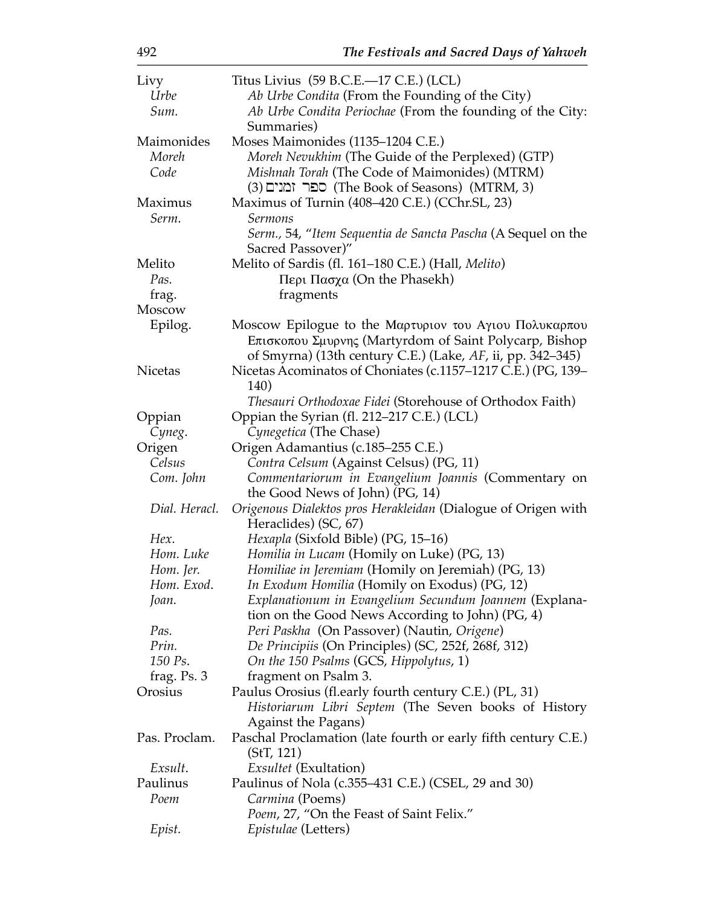| | |
|---|---|
| Livy | Titus Livius (59 B.C.E.—17 C.E.) (LCL) |
| *Urbe* | *Ab Urbe Condita* (From the Founding of the City) |
| *Sum.* | *Ab Urbe Condita Periochae* (From the founding of the City: Summaries) |
| Maimonides | Moses Maimonides (1135–1204 C.E.) |
| *Moreh* | *Moreh Nevukhim* (The Guide of the Perplexed) (GTP) |
| *Code* | *Mishnah Torah* (The Code of Maimonides) (MTRM) |
| | (3) ספר זמנים (The Book of Seasons) (MTRM, 3) |
| Maximus | Maximus of Turnin (408–420 C.E.) (CChr.SL, 23) |
| *Serm.* | *Sermons* |
| | *Serm.*, 54, "*Item Sequentia de Sancta Pascha* (A Sequel on the Sacred Passover)" |
| Melito | Melito of Sardis (fl. 161–180 C.E.) (Hall, *Melito*) |
| *Pas.* | Περι Πασχα (On the Phasekh) |
| frag. | fragments |
| Moscow | |
| Epilog. | Moscow Epilogue to the Μαρτυριον του Αγιου Πολυκαρπου Επισκοπου Σμυρνης (Martyrdom of Saint Polycarp, Bishop of Smyrna) (13th century C.E.) (Lake, *AF*, ii, pp. 342–345) |
| Nicetas | Nicetas Acominatos of Choniates (c.1157–1217 C.E.) (PG, 139–140) |
| | *Thesauri Orthodoxae Fidei* (Storehouse of Orthodox Faith) |
| Oppian | Oppian the Syrian (fl. 212–217 C.E.) (LCL) |
| *Cyneg.* | *Cynegetica* (The Chase) |
| Origen | Origen Adamantius (c.185–255 C.E.) |
| *Celsus* | *Contra Celsum* (Against Celsus) (PG, 11) |
| *Com. John* | *Commentariorum in Evangelium Joannis* (Commentary on the Good News of John) (PG, 14) |
| *Dial. Heracl.* | *Origenous Dialektos pros Herakleidan* (Dialogue of Origen with Heraclides) (SC, 67) |
| *Hex.* | *Hexapla* (Sixfold Bible) (PG, 15–16) |
| *Hom. Luke* | *Homilia in Lucam* (Homily on Luke) (PG, 13) |
| *Hom. Jer.* | *Homiliae in Jeremiam* (Homily on Jeremiah) (PG, 13) |
| *Hom. Exod.* | *In Exodum Homilia* (Homily on Exodus) (PG, 12) |
| *Joan.* | *Explanationum in Evangelium Secundum Joannem* (Explanation on the Good News According to John) (PG, 4) |
| *Pas.* | *Peri Paskha* (On Passover) (Nautin, *Origene*) |
| *Prin.* | *De Principiis* (On Principles) (SC, 252f, 268f, 312) |
| *150 Ps.* | *On the 150 Psalms* (GCS, *Hippolytus*, 1) |
| frag. Ps. 3 | fragment on Psalm 3. |
| Orosius | Paulus Orosius (fl.early fourth century C.E.) (PL, 31) |
| | *Historiarum Libri Septem* (The Seven books of History Against the Pagans) |
| Pas. Proclam. | Paschal Proclamation (late fourth or early fifth century C.E.) (StT, 121) |
| *Exsult.* | *Exsultet* (Exultation) |
| Paulinus | Paulinus of Nola (c.355–431 C.E.) (CSEL, 29 and 30) |
| *Poem* | *Carmina* (Poems) |
| | *Poem*, 27, "On the Feast of Saint Felix." |
| *Epist.* | *Epistulae* (Letters) |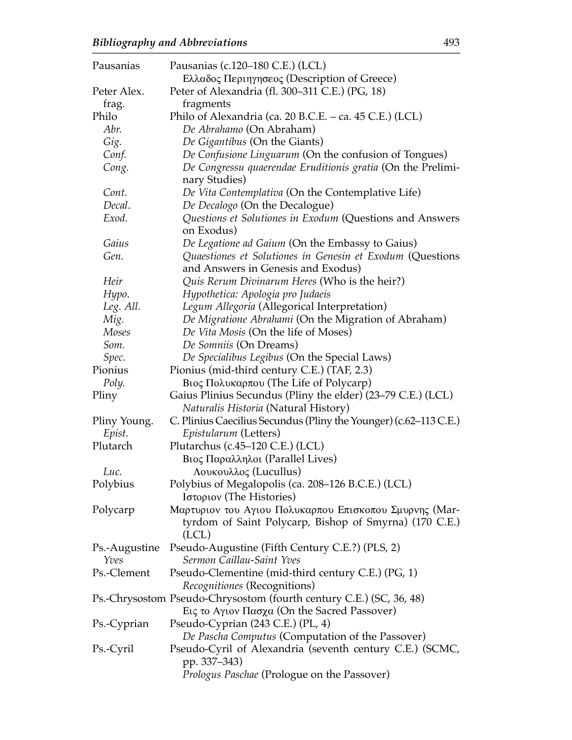| | |
|---|---|
| Pausanias | Pausanias (c.120–180 C.E.) (LCL) |
| | Ελλαδος Περιηγησεος (Description of Greece) |
| Peter Alex. | Peter of Alexandria (fl. 300–311 C.E.) (PG, 18) |
| frag. | fragments |
| Philo | Philo of Alexandria (ca. 20 B.C.E. – ca. 45 C.E.) (LCL) |
| *Abr.* | *De Abrahamo* (On Abraham) |
| *Gig.* | *De Gigantibus* (On the Giants) |
| *Conf.* | *De Confusione Linguarum* (On the confusion of Tongues) |
| *Cong.* | *De Congressu quaerendae Eruditionis gratia* (On the Preliminary Studies) |
| *Cont.* | *De Vita Contemplativa* (On the Contemplative Life) |
| *Decal.* | *De Decalogo* (On the Decalogue) |
| *Exod.* | *Questions et Solutiones in Exodum* (Questions and Answers on Exodus) |
| *Gaius* | *De Legatione ad Gaium* (On the Embassy to Gaius) |
| *Gen.* | *Quaestiones et Solutiones in Genesin et Exodum* (Questions and Answers in Genesis and Exodus) |
| *Heir* | *Quis Rerum Divinarum Heres* (Who is the heir?) |
| *Hypo.* | *Hypothetica: Apologia pro Judaeis* |
| *Leg. All.* | *Legum Allegoria* (Allegorical Interpretation) |
| *Mig.* | *De Migratione Abrahami* (On the Migration of Abraham) |
| *Moses* | *De Vita Mosis* (On the life of Moses) |
| *Som.* | *De Somniis* (On Dreams) |
| *Spec.* | *De Specialibus Legibus* (On the Special Laws) |
| Pionius | Pionius (mid-third century C.E.) (TAF, 2.3) |
| *Poly.* | Βιος Πολυκαρπου (The Life of Polycarp) |
| Pliny | Gaius Plinius Secundus (Pliny the elder) (23–79 C.E.) (LCL) |
| | *Naturalis Historia* (Natural History) |
| Pliny Young. | C. Plinius Caecilius Secundus (Pliny the Younger) (c.62–113 C.E.) |
| *Epist.* | *Epistularum* (Letters) |
| Plutarch | Plutarchus (c.45–120 C.E.) (LCL) |
| | Βιος Παραλληλοι (Parallel Lives) |
| *Luc.* | Λουκουλλος (Lucullus) |
| Polybius | Polybius of Megalopolis (ca. 208–126 B.C.E.) (LCL) |
| | Ιστοριον (The Histories) |
| Polycarp | Μαρτυριον του Αγιου Πολυκαρπου Επισκοπου Σμυρνης (Martyrdom of Saint Polycarp, Bishop of Smyrna) (170 C.E.) (LCL) |
| Ps.-Augustine | Pseudo-Augustine (Fifth Century C.E.?) (PLS, 2) |
| *Yves* | *Sermon Caillau-Saint Yves* |
| Ps.-Clement | Pseudo-Clementine (mid-third century C.E.) (PG, 1) |
| | *Recognitiones* (Recognitions) |
| Ps.-Chrysostom | Pseudo-Chrysostom (fourth century C.E.) (SC, 36, 48) |
| | Εις το Αγιον Πασχα (On the Sacred Passover) |
| Ps.-Cyprian | Pseudo-Cyprian (243 C.E.) (PL, 4) |
| | *De Pascha Computus* (Computation of the Passover) |
| Ps.-Cyril | Pseudo-Cyril of Alexandria (seventh century C.E.) (SCMC, pp. 337–343) |
| | *Prologus Paschae* (Prologue on the Passover) |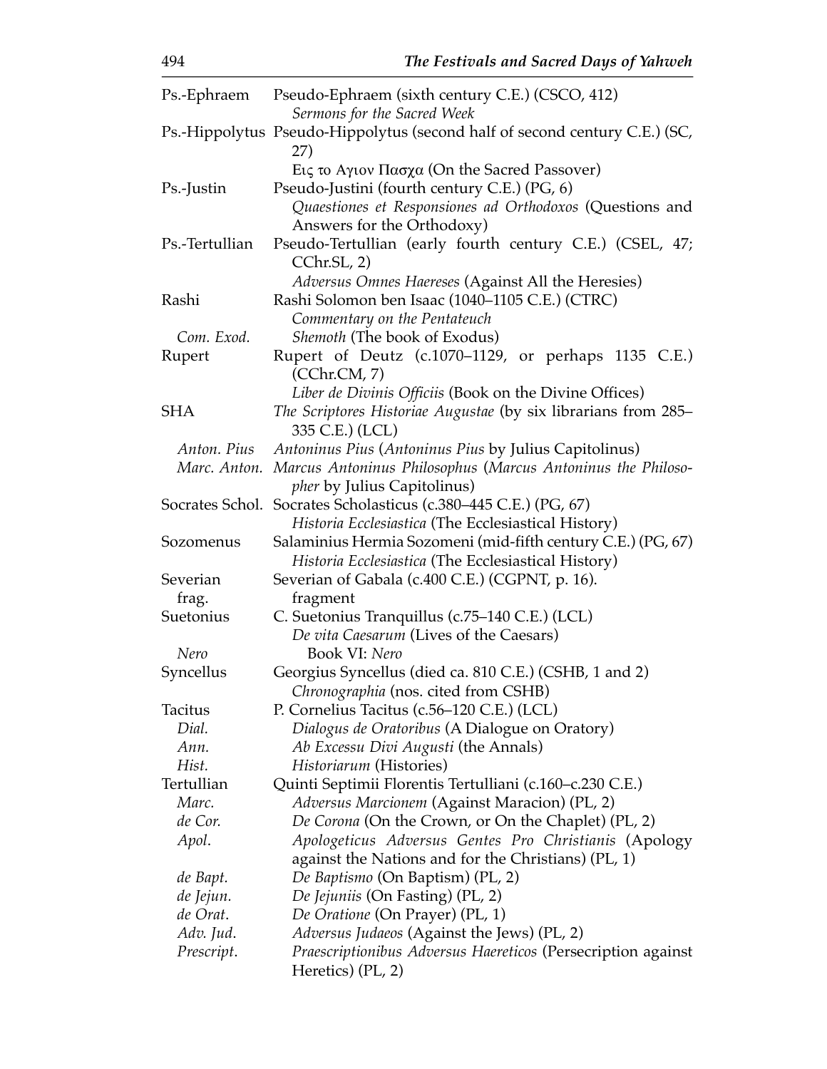| | |
|---|---|
| Ps.-Ephraem | Pseudo-Ephraem (sixth century C.E.) (CSCO, 412)<br>*Sermons for the Sacred Week* |
| Ps.-Hippolytus | Pseudo-Hippolytus (second half of second century C.E.) (SC, 27)<br>Εις το Αγιον Πασχα (On the Sacred Passover) |
| Ps.-Justin | Pseudo-Justini (fourth century C.E.) (PG, 6)<br>*Quaestiones et Responsiones ad Orthodoxos* (Questions and Answers for the Orthodoxy) |
| Ps.-Tertullian | Pseudo-Tertullian (early fourth century C.E.) (CSEL, 47; CChr.SL, 2)<br>*Adversus Omnes Haereses* (Against All the Heresies) |
| Rashi | Rashi Solomon ben Isaac (1040–1105 C.E.) (CTRC)<br>*Commentary on the Pentateuch* |
| *Com. Exod.* | *Shemoth* (The book of Exodus) |
| Rupert | Rupert of Deutz (c.1070–1129, or perhaps 1135 C.E.) (CChr.CM, 7)<br>*Liber de Divinis Officiis* (Book on the Divine Offices) |
| SHA | *The Scriptores Historiae Augustae* (by six librarians from 285–335 C.E.) (LCL) |
| *Anton. Pius* | *Antoninus Pius* (*Antoninus Pius* by Julius Capitolinus) |
| *Marc. Anton.* | *Marcus Antoninus Philosophus* (*Marcus Antoninus the Philosopher* by Julius Capitolinus) |
| Socrates Schol. | Socrates Scholasticus (c.380–445 C.E.) (PG, 67)<br>*Historia Ecclesiastica* (The Ecclesiastical History) |
| Sozomenus | Salaminius Hermia Sozomeni (mid-fifth century C.E.) (PG, 67)<br>*Historia Ecclesiastica* (The Ecclesiastical History) |
| Severian | Severian of Gabala (c.400 C.E.) (CGPNT, p. 16). |
| frag. | fragment |
| Suetonius | C. Suetonius Tranquillus (c.75–140 C.E.) (LCL)<br>*De vita Caesarum* (Lives of the Caesars) |
| *Nero* | Book VI: *Nero* |
| Syncellus | Georgius Syncellus (died ca. 810 C.E.) (CSHB, 1 and 2)<br>*Chronographia* (nos. cited from CSHB) |
| Tacitus | P. Cornelius Tacitus (c.56–120 C.E.) (LCL) |
| *Dial.* | *Dialogus de Oratoribus* (A Dialogue on Oratory) |
| *Ann.* | *Ab Excessu Divi Augusti* (the Annals) |
| *Hist.* | *Historiarum* (Histories) |
| Tertullian | Quinti Septimii Florentis Tertulliani (c.160–c.230 C.E.) |
| *Marc.* | *Adversus Marcionem* (Against Maracion) (PL, 2) |
| *de Cor.* | *De Corona* (On the Crown, or On the Chaplet) (PL, 2) |
| *Apol.* | *Apologeticus Adversus Gentes Pro Christianis* (Apology against the Nations and for the Christians) (PL, 1) |
| *de Bapt.* | *De Baptismo* (On Baptism) (PL, 2) |
| *de Jejun.* | *De Jejuniis* (On Fasting) (PL, 2) |
| *de Orat.* | *De Oratione* (On Prayer) (PL, 1) |
| *Adv. Jud.* | *Adversus Judaeos* (Against the Jews) (PL, 2) |
| *Prescript.* | *Praescriptionibus Adversus Haereticos* (Persecription against Heretics) (PL, 2) |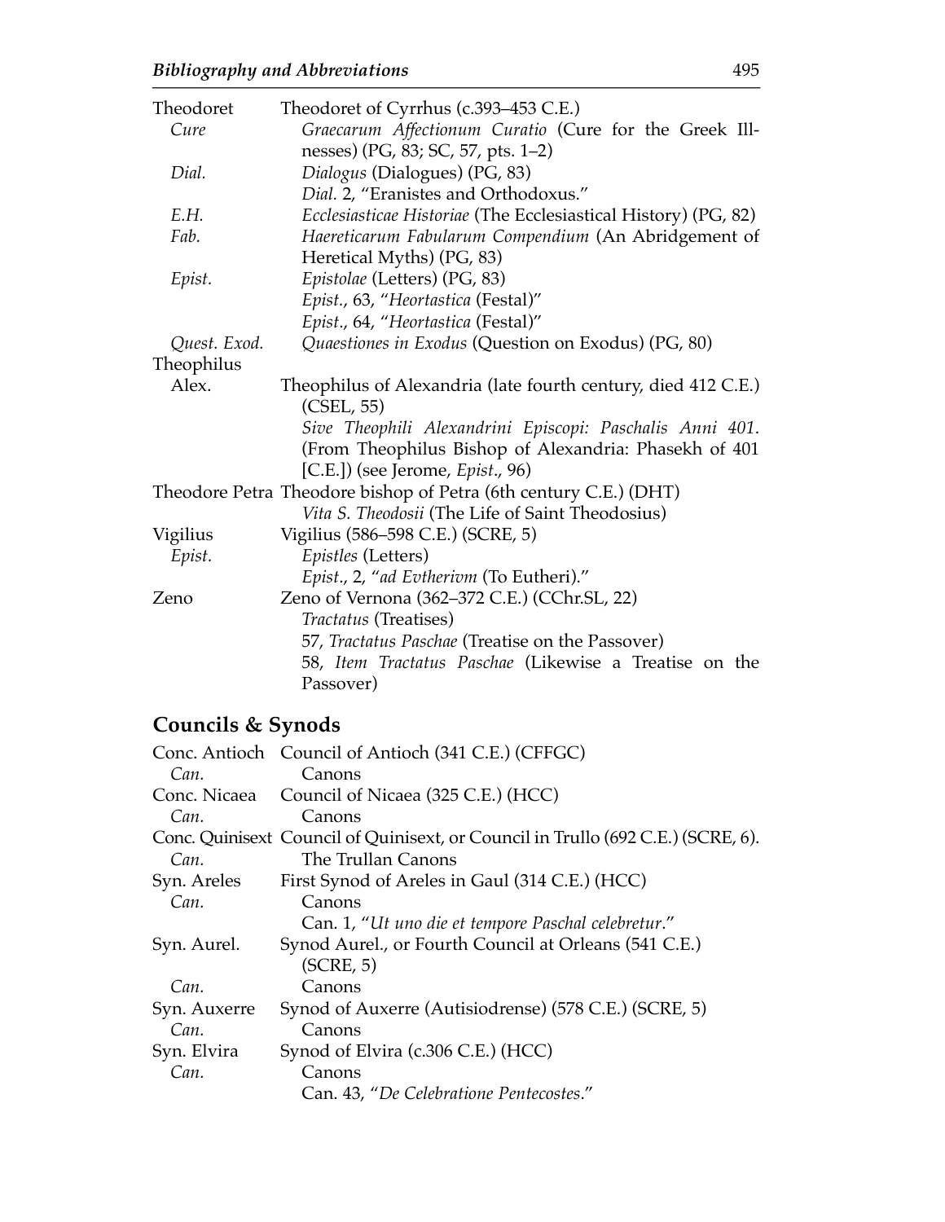| | |
|---|---|
| Theodoret | Theodoret of Cyrrhus (c.393–453 C.E.) |
| *Cure* | *Graecarum Affectionum Curatio* (Cure for the Greek Illnesses) (PG, 83; SC, 57, pts. 1–2) |
| *Dial.* | *Dialogus* (Dialogues) (PG, 83) |
| | *Dial.* 2, "Eranistes and Orthodoxus." |
| *E.H.* | *Ecclesiasticae Historiae* (The Ecclesiastical History) (PG, 82) |
| *Fab.* | *Haereticarum Fabularum Compendium* (An Abridgement of Heretical Myths) (PG, 83) |
| *Epist.* | *Epistolae* (Letters) (PG, 83) |
| | *Epist.*, 63, "*Heortastica* (Festal)" |
| | *Epist.*, 64, "*Heortastica* (Festal)" |
| *Quest. Exod.* | *Quaestiones in Exodus* (Question on Exodus) (PG, 80) |
| Theophilus Alex. | Theophilus of Alexandria (late fourth century, died 412 C.E.) (CSEL, 55) |
| | *Sive Theophili Alexandrini Episcopi: Paschalis Anni 401*. (From Theophilus Bishop of Alexandria: Phasekh of 401 [C.E.]) (see Jerome, *Epist.*, 96) |
| Theodore Petra | Theodore bishop of Petra (6th century C.E.) (DHT) |
| | *Vita S. Theodosii* (The Life of Saint Theodosius) |
| Vigilius | Vigilius (586–598 C.E.) (SCRE, 5) |
| *Epist.* | *Epistles* (Letters) |
| | *Epist.*, 2, "*ad Evtherivm* (To Eutheri)." |
| Zeno | Zeno of Vernona (362–372 C.E.) (CChr.SL, 22) |
| | *Tractatus* (Treatises) |
| | 57, *Tractatus Paschae* (Treatise on the Passover) |
| | 58, *Item Tractatus Paschae* (Likewise a Treatise on the Passover) |

## Councils & Synods

| | |
|---|---|
| Conc. Antioch | Council of Antioch (341 C.E.) (CFFGC) |
| *Can.* | Canons |
| Conc. Nicaea | Council of Nicaea (325 C.E.) (HCC) |
| *Can.* | Canons |
| Conc. Quinisext | Council of Quinisext, or Council in Trullo (692 C.E.) (SCRE, 6). |
| *Can.* | The Trullan Canons |
| Syn. Areles | First Synod of Areles in Gaul (314 C.E.) (HCC) |
| *Can.* | Canons |
| | Can. 1, "*Ut uno die et tempore Paschal celebretur*." |
| Syn. Aurel. | Synod Aurel., or Fourth Council at Orleans (541 C.E.) (SCRE, 5) |
| *Can.* | Canons |
| Syn. Auxerre | Synod of Auxerre (Autisiodrense) (578 C.E.) (SCRE, 5) |
| *Can.* | Canons |
| Syn. Elvira | Synod of Elvira (c.306 C.E.) (HCC) |
| *Can.* | Canons |
| | Can. 43, "*De Celebratione Pentecostes*." |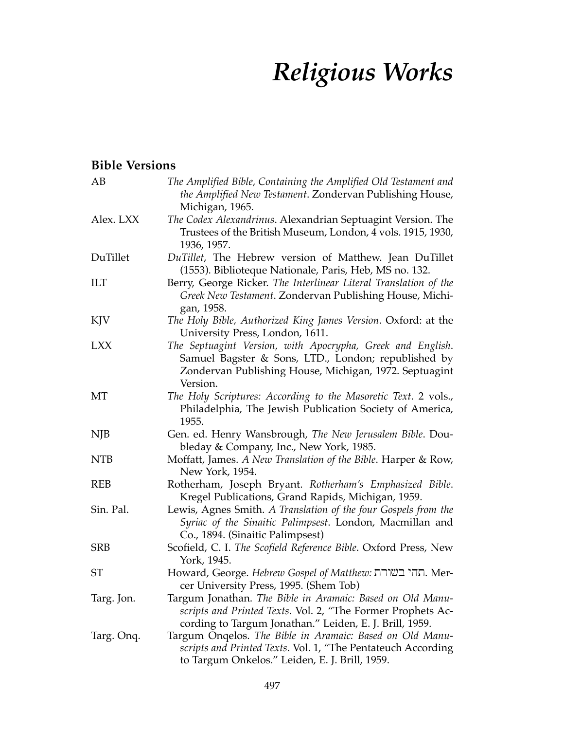# *Religious Works*

## Bible Versions

| | |
|---|---|
| AB | *The Amplified Bible, Containing the Amplified Old Testament and the Amplified New Testament*. Zondervan Publishing House, Michigan, 1965. |
| Alex. LXX | *The Codex Alexandrinus*. Alexandrian Septuagint Version. The Trustees of the British Museum, London, 4 vols. 1915, 1930, 1936, 1957. |
| DuTillet | *DuTillet*, The Hebrew version of Matthew. Jean DuTillet (1553). Biblioteque Nationale, Paris, Heb, MS no. 132. |
| ILT | Berry, George Ricker. *The Interlinear Literal Translation of the Greek New Testament*. Zondervan Publishing House, Michigan, 1958. |
| KJV | *The Holy Bible, Authorized King James Version*. Oxford: at the University Press, London, 1611. |
| LXX | *The Septuagint Version, with Apocrypha, Greek and English*. Samuel Bagster & Sons, LTD., London; republished by Zondervan Publishing House, Michigan, 1972. Septuagint Version. |
| MT | *The Holy Scriptures: According to the Masoretic Text*. 2 vols., Philadelphia, The Jewish Publication Society of America, 1955. |
| NJB | Gen. ed. Henry Wansbrough, *The New Jerusalem Bible*. Doubleday & Company, Inc., New York, 1985. |
| NTB | Moffatt, James. *A New Translation of the Bible*. Harper & Row, New York, 1954. |
| REB | Rotherham, Joseph Bryant. *Rotherham's Emphasized Bible*. Kregel Publications, Grand Rapids, Michigan, 1959. |
| Sin. Pal. | Lewis, Agnes Smith. *A Translation of the four Gospels from the Syriac of the Sinaitic Palimpsest*. London, Macmillan and Co., 1894. (Sinaitic Palimpsest) |
| SRB | Scofield, C. I. *The Scofield Reference Bible*. Oxford Press, New York, 1945. |
| ST | Howard, George. *Hebrew Gospel of Matthew: תהי בשורת*. Mercer University Press, 1995. (Shem Tob) |
| Targ. Jon. | Targum Jonathan. *The Bible in Aramaic: Based on Old Manuscripts and Printed Texts*. Vol. 2, "The Former Prophets According to Targum Jonathan." Leiden, E. J. Brill, 1959. |
| Targ. Onq. | Targum Onqelos. *The Bible in Aramaic: Based on Old Manuscripts and Printed Texts*. Vol. 1, "The Pentateuch According to Targum Onkelos." Leiden, E. J. Brill, 1959. |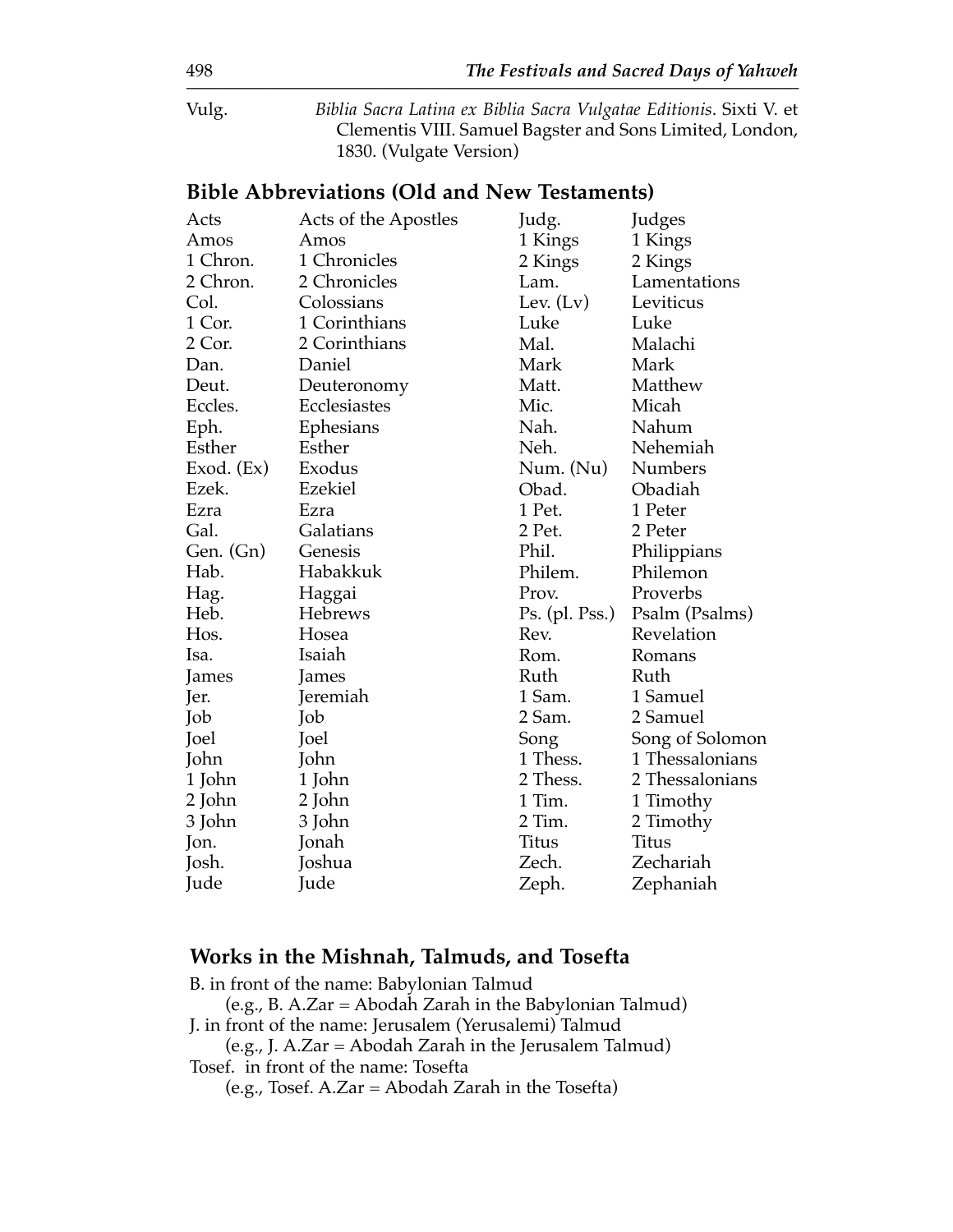Vulg. *Biblia Sacra Latina ex Biblia Sacra Vulgatae Editionis*. Sixti V. et Clementis VIII. Samuel Bagster and Sons Limited, London, 1830. (Vulgate Version)

## Bible Abbreviations (Old and New Testaments)

| | | | |
|---|---|---|---|
| Acts | Acts of the Apostles | Judg. | Judges |
| Amos | Amos | 1 Kings | 1 Kings |
| 1 Chron. | 1 Chronicles | 2 Kings | 2 Kings |
| 2 Chron. | 2 Chronicles | Lam. | Lamentations |
| Col. | Colossians | Lev. (Lv) | Leviticus |
| 1 Cor. | 1 Corinthians | Luke | Luke |
| 2 Cor. | 2 Corinthians | Mal. | Malachi |
| Dan. | Daniel | Mark | Mark |
| Deut. | Deuteronomy | Matt. | Matthew |
| Eccles. | Ecclesiastes | Mic. | Micah |
| Eph. | Ephesians | Nah. | Nahum |
| Esther | Esther | Neh. | Nehemiah |
| Exod. (Ex) | Exodus | Num. (Nu) | Numbers |
| Ezek. | Ezekiel | Obad. | Obadiah |
| Ezra | Ezra | 1 Pet. | 1 Peter |
| Gal. | Galatians | 2 Pet. | 2 Peter |
| Gen. (Gn) | Genesis | Phil. | Philippians |
| Hab. | Habakkuk | Philem. | Philemon |
| Hag. | Haggai | Prov. | Proverbs |
| Heb. | Hebrews | Ps. (pl. Pss.) | Psalm (Psalms) |
| Hos. | Hosea | Rev. | Revelation |
| Isa. | Isaiah | Rom. | Romans |
| James | James | Ruth | Ruth |
| Jer. | Jeremiah | 1 Sam. | 1 Samuel |
| Job | Job | 2 Sam. | 2 Samuel |
| Joel | Joel | Song | Song of Solomon |
| John | John | 1 Thess. | 1 Thessalonians |
| 1 John | 1 John | 2 Thess. | 2 Thessalonians |
| 2 John | 2 John | 1 Tim. | 1 Timothy |
| 3 John | 3 John | 2 Tim. | 2 Timothy |
| Jon. | Jonah | Titus | Titus |
| Josh. | Joshua | Zech. | Zechariah |
| Jude | Jude | Zeph. | Zephaniah |

## Works in the Mishnah, Talmuds, and Tosefta

B. in front of the name: Babylonian Talmud
(e.g., B. A.Zar = Abodah Zarah in the Babylonian Talmud)

J. in front of the name: Jerusalem (Yerusalemi) Talmud
(e.g., J. A.Zar = Abodah Zarah in the Jerusalem Talmud)

Tosef. in front of the name: Tosefta
(e.g., Tosef. A.Zar = Abodah Zarah in the Tosefta)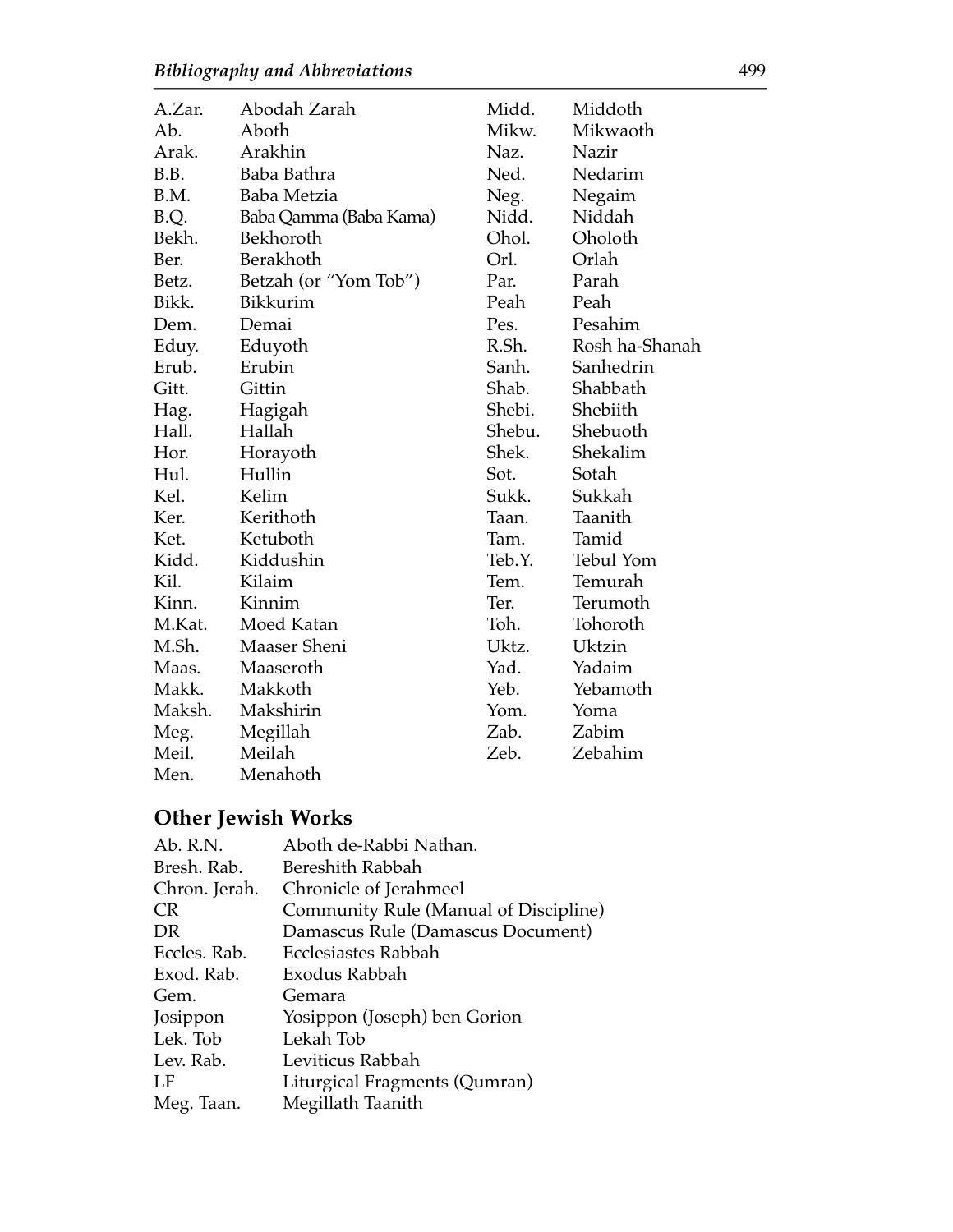| | |
|---|---|
| A.Zar. | Abodah Zarah |
| Ab. | Aboth |
| Arak. | Arakhin |
| B.B. | Baba Bathra |
| B.M. | Baba Metzia |
| B.Q. | Baba Qamma (Baba Kama) |
| Bekh. | Bekhoroth |
| Ber. | Berakhoth |
| Betz. | Betzah (or "Yom Tob") |
| Bikk. | Bikkurim |
| Dem. | Demai |
| Eduy. | Eduyoth |
| Erub. | Erubin |
| Gitt. | Gittin |
| Hag. | Hagigah |
| Hall. | Hallah |
| Hor. | Horayoth |
| Hul. | Hullin |
| Kel. | Kelim |
| Ker. | Kerithoth |
| Ket. | Ketuboth |
| Kidd. | Kiddushin |
| Kil. | Kilaim |
| Kinn. | Kinnim |
| M.Kat. | Moed Katan |
| M.Sh. | Maaser Sheni |
| Maas. | Maaseroth |
| Makk. | Makkoth |
| Maksh. | Makshirin |
| Meg. | Megillah |
| Meil. | Meilah |
| Men. | Menahoth |
| Midd. | Middoth |
| Mikw. | Mikwaoth |
| Naz. | Nazir |
| Ned. | Nedarim |
| Neg. | Negaim |
| Nidd. | Niddah |
| Ohol. | Oholoth |
| Orl. | Orlah |
| Par. | Parah |
| Peah | Peah |
| Pes. | Pesahim |
| R.Sh. | Rosh ha-Shanah |
| Sanh. | Sanhedrin |
| Shab. | Shabbath |
| Shebi. | Shebiith |
| Shebu. | Shebuoth |
| Shek. | Shekalim |
| Sot. | Sotah |
| Sukk. | Sukkah |
| Taan. | Taanith |
| Tam. | Tamid |
| Teb.Y. | Tebul Yom |
| Tem. | Temurah |
| Ter. | Terumoth |
| Toh. | Tohoroth |
| Uktz. | Uktzin |
| Yad. | Yadaim |
| Yeb. | Yebamoth |
| Yom. | Yoma |
| Zab. | Zabim |
| Zeb. | Zebahim |

## Other Jewish Works

| | |
|---|---|
| Ab. R.N. | Aboth de-Rabbi Nathan. |
| Bresh. Rab. | Bereshith Rabbah |
| Chron. Jerah. | Chronicle of Jerahmeel |
| CR | Community Rule (Manual of Discipline) |
| DR | Damascus Rule (Damascus Document) |
| Eccles. Rab. | Ecclesiastes Rabbah |
| Exod. Rab. | Exodus Rabbah |
| Gem. | Gemara |
| Josippon | Yosippon (Joseph) ben Gorion |
| Lek. Tob | Lekah Tob |
| Lev. Rab. | Leviticus Rabbah |
| LF | Liturgical Fragments (Qumran) |
| Meg. Taan. | Megillath Taanith |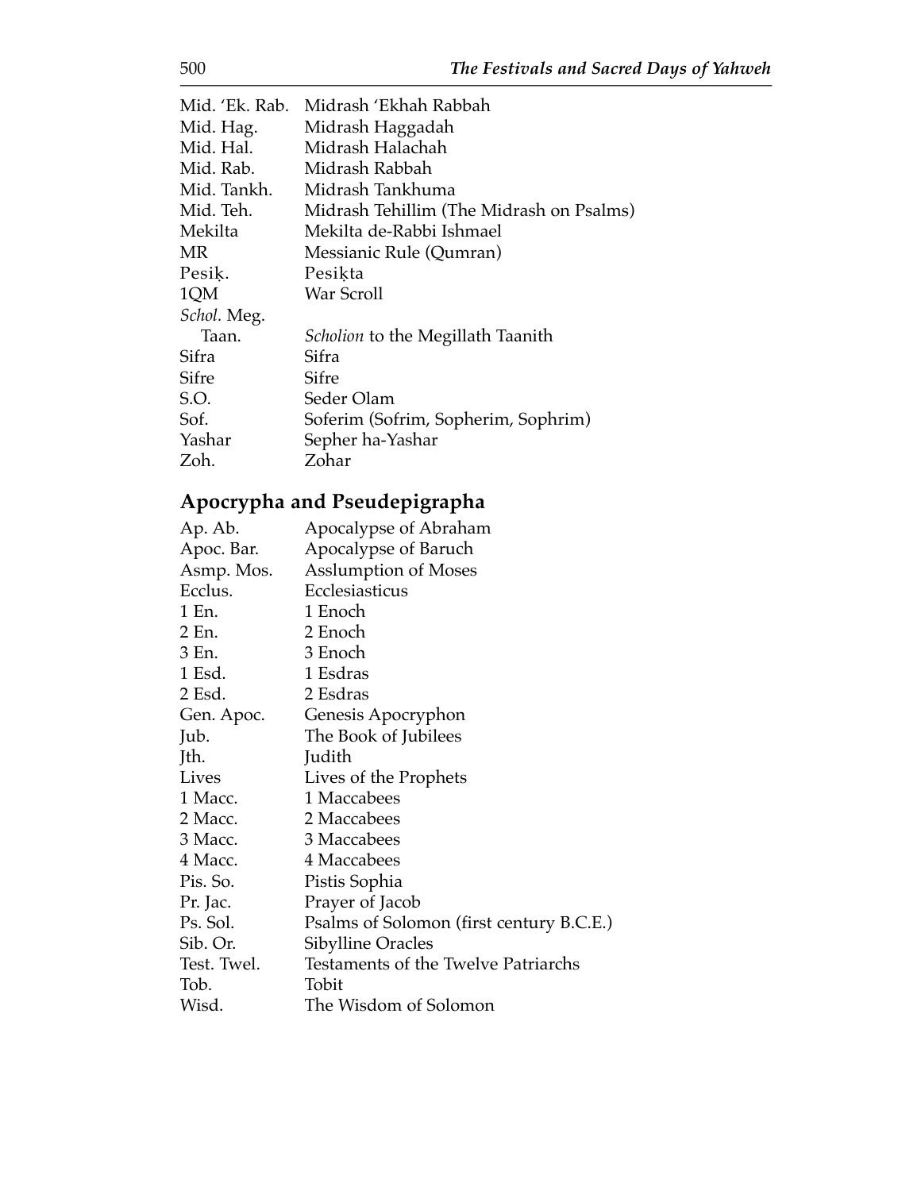| | |
|---|---|
| Mid. 'Ek. Rab. | Midrash 'Ekhah Rabbah |
| Mid. Hag. | Midrash Haggadah |
| Mid. Hal. | Midrash Halachah |
| Mid. Rab. | Midrash Rabbah |
| Mid. Tankh. | Midrash Tankhuma |
| Mid. Teh. | Midrash Tehillim (The Midrash on Psalms) |
| Mekilta | Mekilta de-Rabbi Ishmael |
| MR | Messianic Rule (Qumran) |
| Pesiḳ. | Pesiḳta |
| 1QM | War Scroll |
| *Schol.* Meg. Taan. | *Scholion* to the Megillath Taanith |
| Sifra | Sifra |
| Sifre | Sifre |
| S.O. | Seder Olam |
| Sof. | Soferim (Sofrim, Sopherim, Sophrim) |
| Yashar | Sepher ha-Yashar |
| Zoh. | Zohar |

## Apocrypha and Pseudepigrapha

| | |
|---|---|
| Ap. Ab. | Apocalypse of Abraham |
| Apoc. Bar. | Apocalypse of Baruch |
| Asmp. Mos. | Asslumption of Moses |
| Ecclus. | Ecclesiasticus |
| 1 En. | 1 Enoch |
| 2 En. | 2 Enoch |
| 3 En. | 3 Enoch |
| 1 Esd. | 1 Esdras |
| 2 Esd. | 2 Esdras |
| Gen. Apoc. | Genesis Apocryphon |
| Jub. | The Book of Jubilees |
| Jth. | Judith |
| Lives | Lives of the Prophets |
| 1 Macc. | 1 Maccabees |
| 2 Macc. | 2 Maccabees |
| 3 Macc. | 3 Maccabees |
| 4 Macc. | 4 Maccabees |
| Pis. So. | Pistis Sophia |
| Pr. Jac. | Prayer of Jacob |
| Ps. Sol. | Psalms of Solomon (first century B.C.E.) |
| Sib. Or. | Sibylline Oracles |
| Test. Twel. | Testaments of the Twelve Patriarchs |
| Tob. | Tobit |
| Wisd. | The Wisdom of Solomon |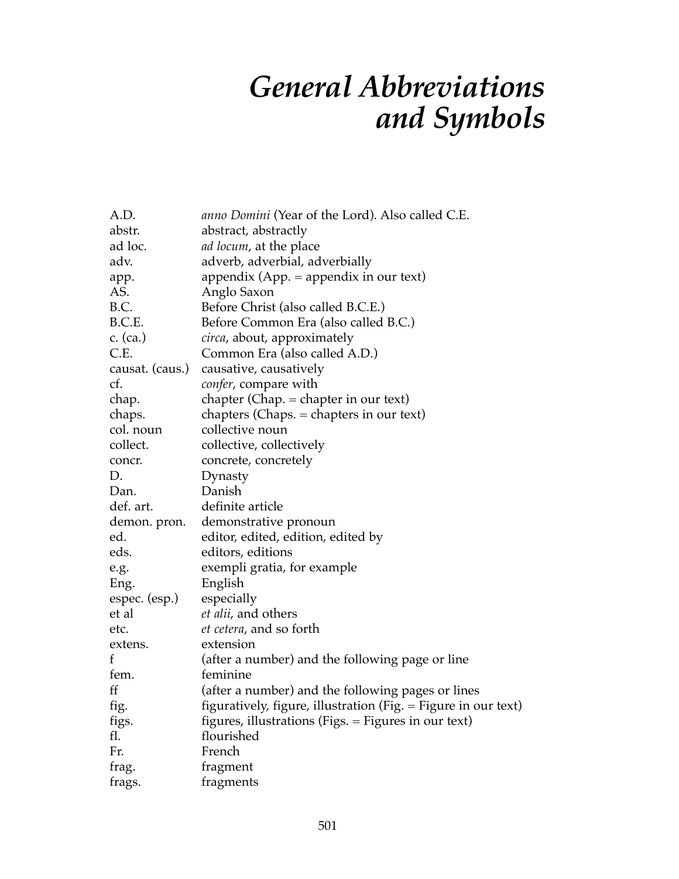# *General Abbreviations and Symbols*

| | |
|---|---|
| A.D. | *anno Domini* (Year of the Lord). Also called C.E. |
| abstr. | abstract, abstractly |
| ad loc. | *ad locum*, at the place |
| adv. | adverb, adverbial, adverbially |
| app. | appendix (App. = appendix in our text) |
| AS. | Anglo Saxon |
| B.C. | Before Christ (also called B.C.E.) |
| B.C.E. | Before Common Era (also called B.C.) |
| c. (ca.) | *circa*, about, approximately |
| C.E. | Common Era (also called A.D.) |
| causat. (caus.) | causative, causatively |
| cf. | *confer*, compare with |
| chap. | chapter (Chap. = chapter in our text) |
| chaps. | chapters (Chaps. = chapters in our text) |
| col. noun | collective noun |
| collect. | collective, collectively |
| concr. | concrete, concretely |
| D. | Dynasty |
| Dan. | Danish |
| def. art. | definite article |
| demon. pron. | demonstrative pronoun |
| ed. | editor, edited, edition, edited by |
| eds. | editors, editions |
| e.g. | exempli gratia, for example |
| Eng. | English |
| espec. (esp.) | especially |
| et al | *et alii*, and others |
| etc. | *et cetera*, and so forth |
| extens. | extension |
| f | (after a number) and the following page or line |
| fem. | feminine |
| ff | (after a number) and the following pages or lines |
| fig. | figuratively, figure, illustration (Fig. = Figure in our text) |
| figs. | figures, illustrations (Figs. = Figures in our text) |
| fl. | flourished |
| Fr. | French |
| frag. | fragment |
| frags. | fragments |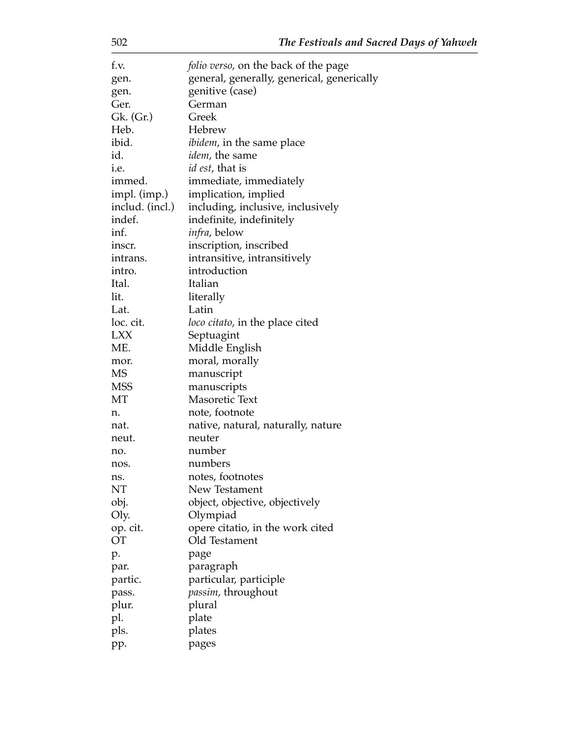| | |
|---|---|
| f.v. | *folio verso*, on the back of the page |
| gen. | general, generally, generical, generically |
| gen. | genitive (case) |
| Ger. | German |
| Gk. (Gr.) | Greek |
| Heb. | Hebrew |
| ibid. | *ibidem*, in the same place |
| id. | *idem*, the same |
| i.e. | *id est*, that is |
| immed. | immediate, immediately |
| impl. (imp.) | implication, implied |
| includ. (incl.) | including, inclusive, inclusively |
| indef. | indefinite, indefinitely |
| inf. | *infra*, below |
| inscr. | inscription, inscribed |
| intrans. | intransitive, intransitively |
| intro. | introduction |
| Ital. | Italian |
| lit. | literally |
| Lat. | Latin |
| loc. cit. | *loco citato*, in the place cited |
| LXX | Septuagint |
| ME. | Middle English |
| mor. | moral, morally |
| MS | manuscript |
| MSS | manuscripts |
| MT | Masoretic Text |
| n. | note, footnote |
| nat. | native, natural, naturally, nature |
| neut. | neuter |
| no. | number |
| nos. | numbers |
| ns. | notes, footnotes |
| NT | New Testament |
| obj. | object, objective, objectively |
| Oly. | Olympiad |
| op. cit. | opere citatio, in the work cited |
| OT | Old Testament |
| p. | page |
| par. | paragraph |
| partic. | particular, participle |
| pass. | *passim*, throughout |
| plur. | plural |
| pl. | plate |
| pls. | plates |
| pp. | pages |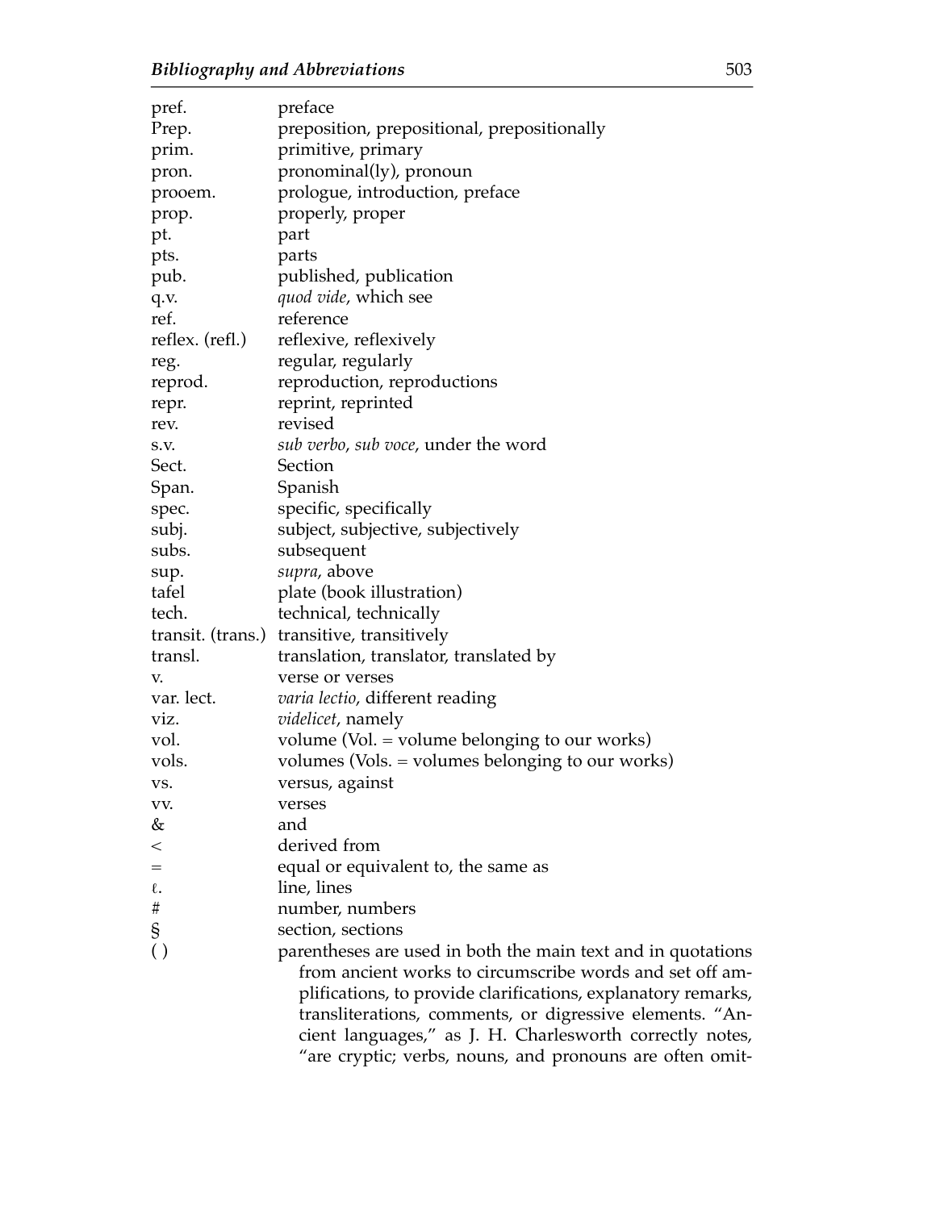| | |
|---|---|
| pref. | preface |
| Prep. | preposition, prepositional, prepositionally |
| prim. | primitive, primary |
| pron. | pronominal(ly), pronoun |
| prooem. | prologue, introduction, preface |
| prop. | properly, proper |
| pt. | part |
| pts. | parts |
| pub. | published, publication |
| q.v. | *quod vide*, which see |
| ref. | reference |
| reflex. (refl.) | reflexive, reflexively |
| reg. | regular, regularly |
| reprod. | reproduction, reproductions |
| repr. | reprint, reprinted |
| rev. | revised |
| s.v. | *sub verbo*, *sub voce*, under the word |
| Sect. | Section |
| Span. | Spanish |
| spec. | specific, specifically |
| subj. | subject, subjective, subjectively |
| subs. | subsequent |
| sup. | *supra*, above |
| tafel | plate (book illustration) |
| tech. | technical, technically |
| transit. (trans.) | transitive, transitively |
| transl. | translation, translator, translated by |
| v. | verse or verses |
| var. lect. | *varia lectio*, different reading |
| viz. | *videlicet*, namely |
| vol. | volume (Vol. = volume belonging to our works) |
| vols. | volumes (Vols. = volumes belonging to our works) |
| vs. | versus, against |
| vv. | verses |
| & | and |
| < | derived from |
| = | equal or equivalent to, the same as |
| ℓ. | line, lines |
| # | number, numbers |
| § | section, sections |
| ( ) | parentheses are used in both the main text and in quotations from ancient works to circumscribe words and set off amplifications, to provide clarifications, explanatory remarks, transliterations, comments, or digressive elements. "Ancient languages," as J. H. Charlesworth correctly notes, "are cryptic; verbs, nouns, and pronouns are often omit- |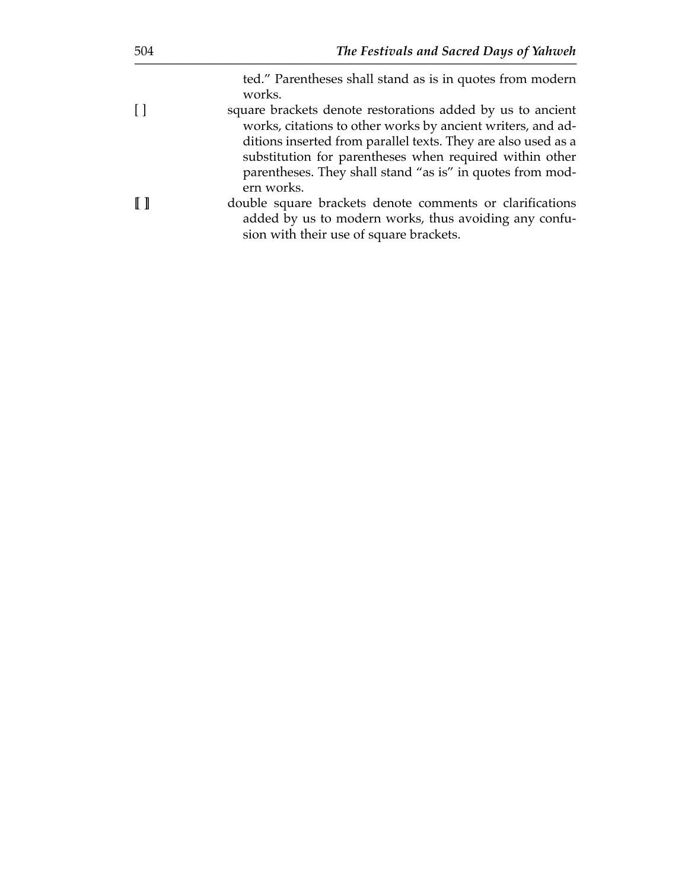ted." Parentheses shall stand as is in quotes from modern works.

[ ] square brackets denote restorations added by us to ancient works, citations to other works by ancient writers, and additions inserted from parallel texts. They are also used as a substitution for parentheses when required within other parentheses. They shall stand "as is" in quotes from modern works.

⟦ ⟧ double square brackets denote comments or clarifications added by us to modern works, thus avoiding any confusion with their use of square brackets.